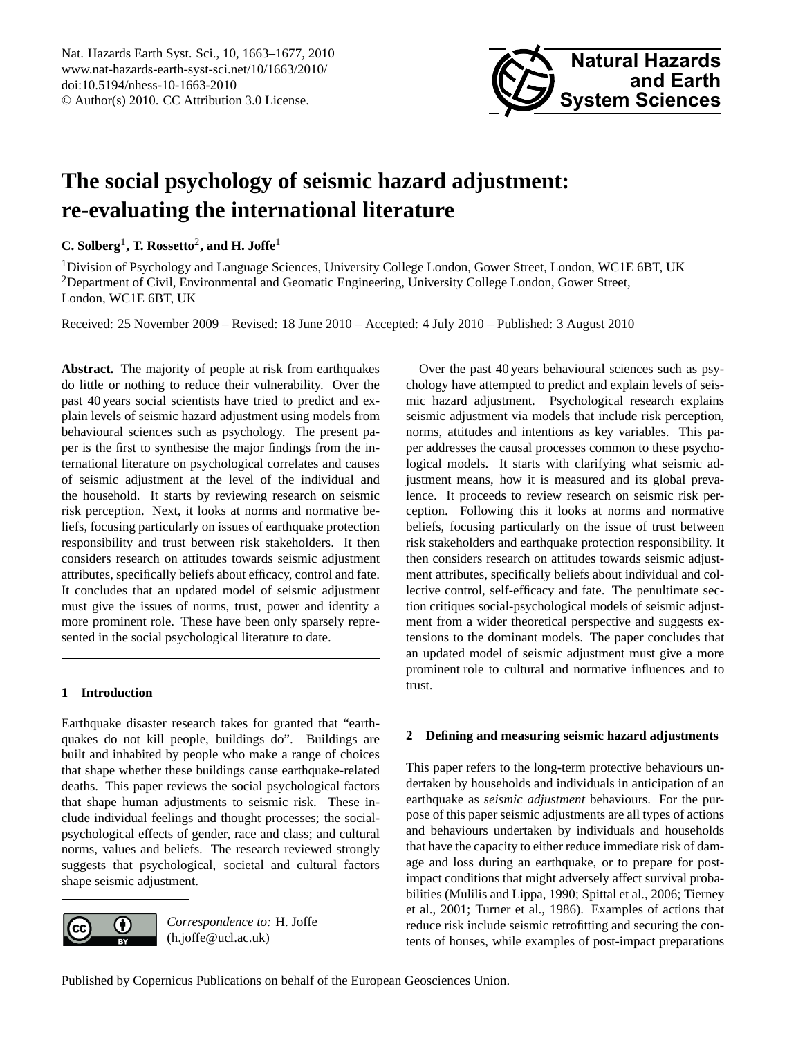# The social psychology of seismic hazard adjustment: re-evaluating the international literature

**C. Solberg**[1], **T. Rossetto**[2], **and H. Joffe**[1]

[1]Division of Psychology and Language Sciences, University College London, Gower Street, London, WC1E 6BT, UK
[2]Department of Civil, Environmental and Geomatic Engineering, University College London, Gower Street, London, WC1E 6BT, UK

Received: 25 November 2009 – Revised: 18 June 2010 – Accepted: 4 July 2010 – Published: 3 August 2010

**Abstract.** The majority of people at risk from earthquakes do little or nothing to reduce their vulnerability. Over the past 40 years social scientists have tried to predict and explain levels of seismic hazard adjustment using models from behavioural sciences such as psychology. The present paper is the first to synthesise the major findings from the international literature on psychological correlates and causes of seismic adjustment at the level of the individual and the household. It starts by reviewing research on seismic risk perception. Next, it looks at norms and normative beliefs, focusing particularly on issues of earthquake protection responsibility and trust between risk stakeholders. It then considers research on attitudes towards seismic adjustment attributes, specifically beliefs about efficacy, control and fate. It concludes that an updated model of seismic adjustment must give the issues of norms, trust, power and identity a more prominent role. These have been only sparsely represented in the social psychological literature to date.

## 1 Introduction

Earthquake disaster research takes for granted that "earthquakes do not kill people, buildings do". Buildings are built and inhabited by people who make a range of choices that shape whether these buildings cause earthquake-related deaths. This paper reviews the social psychological factors that shape human adjustments to seismic risk. These include individual feelings and thought processes; the social-psychological effects of gender, race and class; and cultural norms, values and beliefs. The research reviewed strongly suggests that psychological, societal and cultural factors shape seismic adjustment.

*Correspondence to:* H. Joffe (h.joffe@ucl.ac.uk)

Over the past 40 years behavioural sciences such as psychology have attempted to predict and explain levels of seismic hazard adjustment. Psychological research explains seismic adjustment via models that include risk perception, norms, attitudes and intentions as key variables. This paper addresses the causal processes common to these psychological models. It starts with clarifying what seismic adjustment means, how it is measured and its global prevalence. It proceeds to review research on seismic risk perception. Following this it looks at norms and normative beliefs, focusing particularly on the issue of trust between risk stakeholders and earthquake protection responsibility. It then considers research on attitudes towards seismic adjustment attributes, specifically beliefs about individual and collective control, self-efficacy and fate. The penultimate section critiques social-psychological models of seismic adjustment from a wider theoretical perspective and suggests extensions to the dominant models. The paper concludes that an updated model of seismic adjustment must give a more prominent role to cultural and normative influences and to trust.

## 2 Defining and measuring seismic hazard adjustments

This paper refers to the long-term protective behaviours undertaken by households and individuals in anticipation of an earthquake as *seismic adjustment* behaviours. For the purpose of this paper seismic adjustments are all types of actions and behaviours undertaken by individuals and households that have the capacity to either reduce immediate risk of damage and loss during an earthquake, or to prepare for post-impact conditions that might adversely affect survival probabilities (Mulilis and Lippa, 1990; Spittal et al., 2006; Tierney et al., 2001; Turner et al., 1986). Examples of actions that reduce risk include seismic retrofitting and securing the contents of houses, while examples of post-impact preparations

Published by Copernicus Publications on behalf of the European Geosciences Union.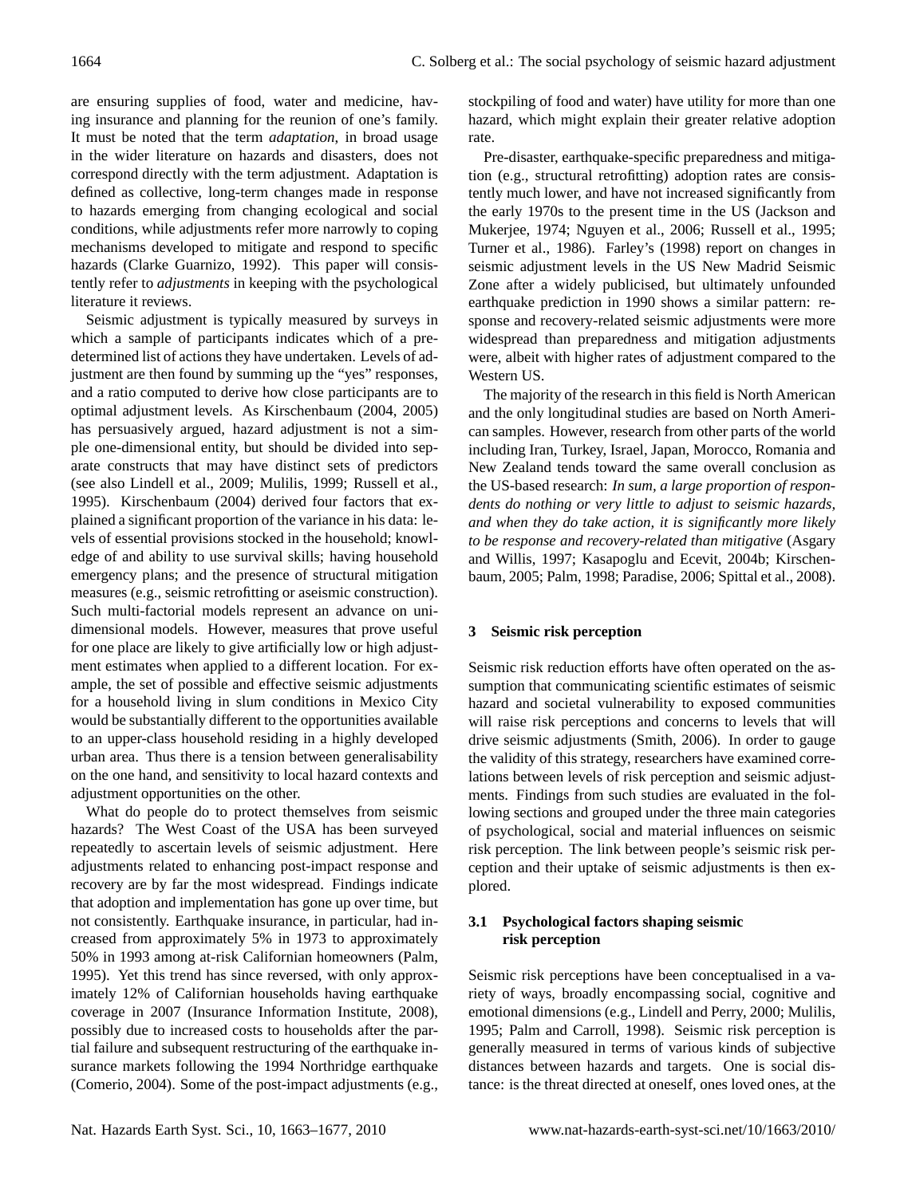are ensuring supplies of food, water and medicine, having insurance and planning for the reunion of one's family. It must be noted that the term *adaptation*, in broad usage in the wider literature on hazards and disasters, does not correspond directly with the term adjustment. Adaptation is defined as collective, long-term changes made in response to hazards emerging from changing ecological and social conditions, while adjustments refer more narrowly to coping mechanisms developed to mitigate and respond to specific hazards (Clarke Guarnizo, 1992). This paper will consistently refer to *adjustments* in keeping with the psychological literature it reviews.

Seismic adjustment is typically measured by surveys in which a sample of participants indicates which of a predetermined list of actions they have undertaken. Levels of adjustment are then found by summing up the "yes" responses, and a ratio computed to derive how close participants are to optimal adjustment levels. As Kirschenbaum (2004, 2005) has persuasively argued, hazard adjustment is not a simple one-dimensional entity, but should be divided into separate constructs that may have distinct sets of predictors (see also Lindell et al., 2009; Mulilis, 1999; Russell et al., 1995). Kirschenbaum (2004) derived four factors that explained a significant proportion of the variance in his data: levels of essential provisions stocked in the household; knowledge of and ability to use survival skills; having household emergency plans; and the presence of structural mitigation measures (e.g., seismic retrofitting or aseismic construction). Such multi-factorial models represent an advance on unidimensional models. However, measures that prove useful for one place are likely to give artificially low or high adjustment estimates when applied to a different location. For example, the set of possible and effective seismic adjustments for a household living in slum conditions in Mexico City would be substantially different to the opportunities available to an upper-class household residing in a highly developed urban area. Thus there is a tension between generalisability on the one hand, and sensitivity to local hazard contexts and adjustment opportunities on the other.

What do people do to protect themselves from seismic hazards? The West Coast of the USA has been surveyed repeatedly to ascertain levels of seismic adjustment. Here adjustments related to enhancing post-impact response and recovery are by far the most widespread. Findings indicate that adoption and implementation has gone up over time, but not consistently. Earthquake insurance, in particular, had increased from approximately 5% in 1973 to approximately 50% in 1993 among at-risk Californian homeowners (Palm, 1995). Yet this trend has since reversed, with only approximately 12% of Californian households having earthquake coverage in 2007 (Insurance Information Institute, 2008), possibly due to increased costs to households after the partial failure and subsequent restructuring of the earthquake insurance markets following the 1994 Northridge earthquake (Comerio, 2004). Some of the post-impact adjustments (e.g., stockpiling of food and water) have utility for more than one hazard, which might explain their greater relative adoption rate.

Pre-disaster, earthquake-specific preparedness and mitigation (e.g., structural retrofitting) adoption rates are consistently much lower, and have not increased significantly from the early 1970s to the present time in the US (Jackson and Mukerjee, 1974; Nguyen et al., 2006; Russell et al., 1995; Turner et al., 1986). Farley's (1998) report on changes in seismic adjustment levels in the US New Madrid Seismic Zone after a widely publicised, but ultimately unfounded earthquake prediction in 1990 shows a similar pattern: response and recovery-related seismic adjustments were more widespread than preparedness and mitigation adjustments were, albeit with higher rates of adjustment compared to the Western US.

The majority of the research in this field is North American and the only longitudinal studies are based on North American samples. However, research from other parts of the world including Iran, Turkey, Israel, Japan, Morocco, Romania and New Zealand tends toward the same overall conclusion as the US-based research: *In sum, a large proportion of respondents do nothing or very little to adjust to seismic hazards, and when they do take action, it is significantly more likely to be response and recovery-related than mitigative* (Asgary and Willis, 1997; Kasapoglu and Ecevit, 2004b; Kirschenbaum, 2005; Palm, 1998; Paradise, 2006; Spittal et al., 2008).

## 3 Seismic risk perception

Seismic risk reduction efforts have often operated on the assumption that communicating scientific estimates of seismic hazard and societal vulnerability to exposed communities will raise risk perceptions and concerns to levels that will drive seismic adjustments (Smith, 2006). In order to gauge the validity of this strategy, researchers have examined correlations between levels of risk perception and seismic adjustments. Findings from such studies are evaluated in the following sections and grouped under the three main categories of psychological, social and material influences on seismic risk perception. The link between people's seismic risk perception and their uptake of seismic adjustments is then explored.

### 3.1 Psychological factors shaping seismic risk perception

Seismic risk perceptions have been conceptualised in a variety of ways, broadly encompassing social, cognitive and emotional dimensions (e.g., Lindell and Perry, 2000; Mulilis, 1995; Palm and Carroll, 1998). Seismic risk perception is generally measured in terms of various kinds of subjective distances between hazards and targets. One is social distance: is the threat directed at oneself, ones loved ones, at the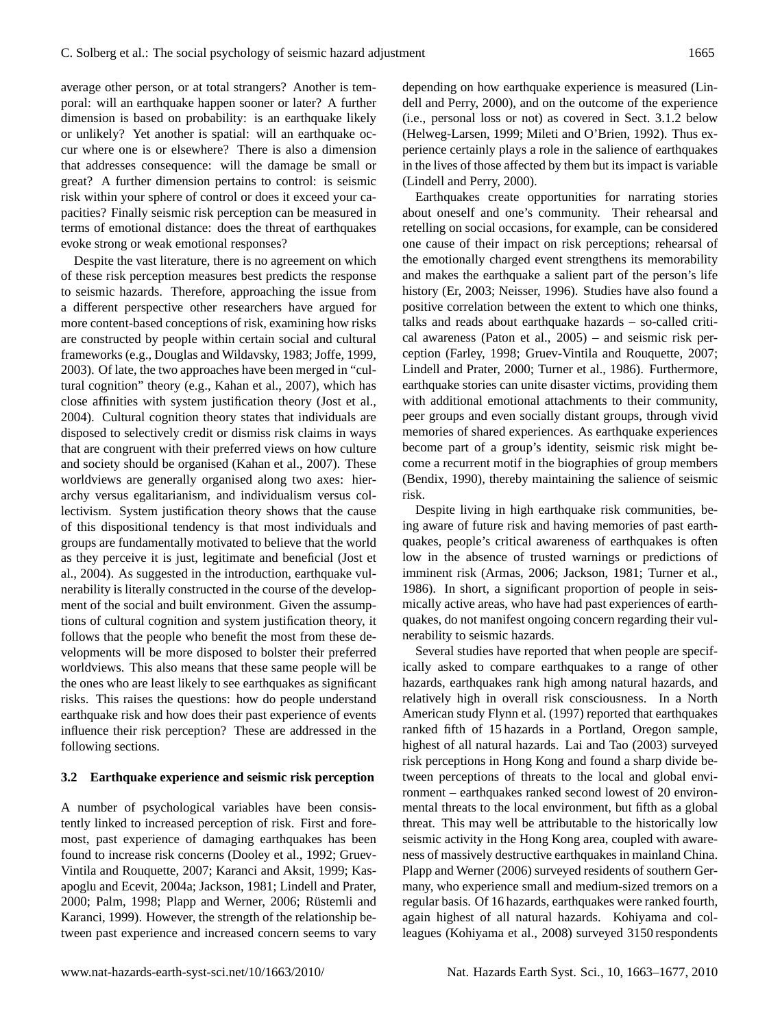average other person, or at total strangers? Another is temporal: will an earthquake happen sooner or later? A further dimension is based on probability: is an earthquake likely or unlikely? Yet another is spatial: will an earthquake occur where one is or elsewhere? There is also a dimension that addresses consequence: will the damage be small or great? A further dimension pertains to control: is seismic risk within your sphere of control or does it exceed your capacities? Finally seismic risk perception can be measured in terms of emotional distance: does the threat of earthquakes evoke strong or weak emotional responses?

Despite the vast literature, there is no agreement on which of these risk perception measures best predicts the response to seismic hazards. Therefore, approaching the issue from a different perspective other researchers have argued for more content-based conceptions of risk, examining how risks are constructed by people within certain social and cultural frameworks (e.g., Douglas and Wildavsky, 1983; Joffe, 1999, 2003). Of late, the two approaches have been merged in "cultural cognition" theory (e.g., Kahan et al., 2007), which has close affinities with system justification theory (Jost et al., 2004). Cultural cognition theory states that individuals are disposed to selectively credit or dismiss risk claims in ways that are congruent with their preferred views on how culture and society should be organised (Kahan et al., 2007). These worldviews are generally organised along two axes: hierarchy versus egalitarianism, and individualism versus collectivism. System justification theory shows that the cause of this dispositional tendency is that most individuals and groups are fundamentally motivated to believe that the world as they perceive it is just, legitimate and beneficial (Jost et al., 2004). As suggested in the introduction, earthquake vulnerability is literally constructed in the course of the development of the social and built environment. Given the assumptions of cultural cognition and system justification theory, it follows that the people who benefit the most from these developments will be more disposed to bolster their preferred worldviews. This also means that these same people will be the ones who are least likely to see earthquakes as significant risks. This raises the questions: how do people understand earthquake risk and how does their past experience of events influence their risk perception? These are addressed in the following sections.

### 3.2 Earthquake experience and seismic risk perception

A number of psychological variables have been consistently linked to increased perception of risk. First and foremost, past experience of damaging earthquakes has been found to increase risk concerns (Dooley et al., 1992; Gruev-Vintila and Rouquette, 2007; Karanci and Aksit, 1999; Kasapoglu and Ecevit, 2004a; Jackson, 1981; Lindell and Prater, 2000; Palm, 1998; Plapp and Werner, 2006; Rüstemli and Karanci, 1999). However, the strength of the relationship between past experience and increased concern seems to vary depending on how earthquake experience is measured (Lindell and Perry, 2000), and on the outcome of the experience (i.e., personal loss or not) as covered in Sect. 3.1.2 below (Helweg-Larsen, 1999; Mileti and O'Brien, 1992). Thus experience certainly plays a role in the salience of earthquakes in the lives of those affected by them but its impact is variable (Lindell and Perry, 2000).

Earthquakes create opportunities for narrating stories about oneself and one's community. Their rehearsal and retelling on social occasions, for example, can be considered one cause of their impact on risk perceptions; rehearsal of the emotionally charged event strengthens its memorability and makes the earthquake a salient part of the person's life history (Er, 2003; Neisser, 1996). Studies have also found a positive correlation between the extent to which one thinks, talks and reads about earthquake hazards – so-called critical awareness (Paton et al., 2005) – and seismic risk perception (Farley, 1998; Gruev-Vintila and Rouquette, 2007; Lindell and Prater, 2000; Turner et al., 1986). Furthermore, earthquake stories can unite disaster victims, providing them with additional emotional attachments to their community, peer groups and even socially distant groups, through vivid memories of shared experiences. As earthquake experiences become part of a group's identity, seismic risk might become a recurrent motif in the biographies of group members (Bendix, 1990), thereby maintaining the salience of seismic risk.

Despite living in high earthquake risk communities, being aware of future risk and having memories of past earthquakes, people's critical awareness of earthquakes is often low in the absence of trusted warnings or predictions of imminent risk (Armas, 2006; Jackson, 1981; Turner et al., 1986). In short, a significant proportion of people in seismically active areas, who have had past experiences of earthquakes, do not manifest ongoing concern regarding their vulnerability to seismic hazards.

Several studies have reported that when people are specifically asked to compare earthquakes to a range of other hazards, earthquakes rank high among natural hazards, and relatively high in overall risk consciousness. In a North American study Flynn et al. (1997) reported that earthquakes ranked fifth of 15 hazards in a Portland, Oregon sample, highest of all natural hazards. Lai and Tao (2003) surveyed risk perceptions in Hong Kong and found a sharp divide between perceptions of threats to the local and global environment – earthquakes ranked second lowest of 20 environmental threats to the local environment, but fifth as a global threat. This may well be attributable to the historically low seismic activity in the Hong Kong area, coupled with awareness of massively destructive earthquakes in mainland China. Plapp and Werner (2006) surveyed residents of southern Germany, who experience small and medium-sized tremors on a regular basis. Of 16 hazards, earthquakes were ranked fourth, again highest of all natural hazards. Kohiyama and colleagues (Kohiyama et al., 2008) surveyed 3150 respondents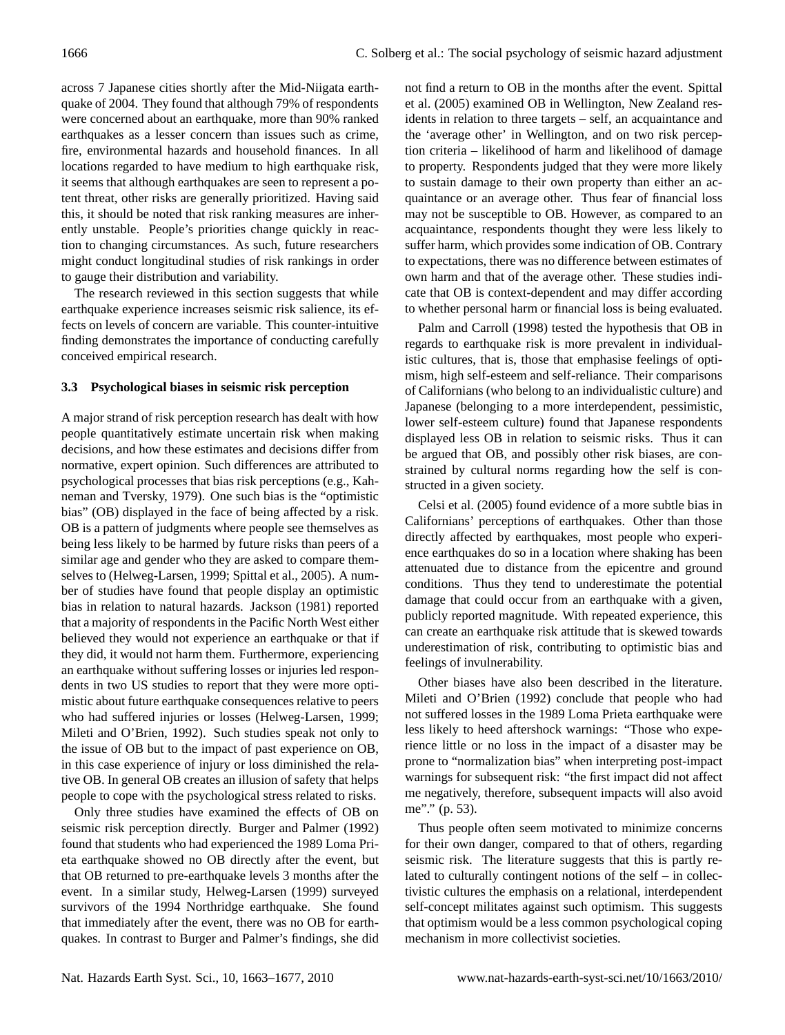across 7 Japanese cities shortly after the Mid-Niigata earthquake of 2004. They found that although 79% of respondents were concerned about an earthquake, more than 90% ranked earthquakes as a lesser concern than issues such as crime, fire, environmental hazards and household finances. In all locations regarded to have medium to high earthquake risk, it seems that although earthquakes are seen to represent a potent threat, other risks are generally prioritized. Having said this, it should be noted that risk ranking measures are inherently unstable. People's priorities change quickly in reaction to changing circumstances. As such, future researchers might conduct longitudinal studies of risk rankings in order to gauge their distribution and variability.

The research reviewed in this section suggests that while earthquake experience increases seismic risk salience, its effects on levels of concern are variable. This counter-intuitive finding demonstrates the importance of conducting carefully conceived empirical research.

### 3.3 Psychological biases in seismic risk perception

A major strand of risk perception research has dealt with how people quantitatively estimate uncertain risk when making decisions, and how these estimates and decisions differ from normative, expert opinion. Such differences are attributed to psychological processes that bias risk perceptions (e.g., Kahneman and Tversky, 1979). One such bias is the "optimistic bias" (OB) displayed in the face of being affected by a risk. OB is a pattern of judgments where people see themselves as being less likely to be harmed by future risks than peers of a similar age and gender who they are asked to compare themselves to (Helweg-Larsen, 1999; Spittal et al., 2005). A number of studies have found that people display an optimistic bias in relation to natural hazards. Jackson (1981) reported that a majority of respondents in the Pacific North West either believed they would not experience an earthquake or that if they did, it would not harm them. Furthermore, experiencing an earthquake without suffering losses or injuries led respondents in two US studies to report that they were more optimistic about future earthquake consequences relative to peers who had suffered injuries or losses (Helweg-Larsen, 1999; Mileti and O'Brien, 1992). Such studies speak not only to the issue of OB but to the impact of past experience on OB, in this case experience of injury or loss diminished the relative OB. In general OB creates an illusion of safety that helps people to cope with the psychological stress related to risks.

Only three studies have examined the effects of OB on seismic risk perception directly. Burger and Palmer (1992) found that students who had experienced the 1989 Loma Prieta earthquake showed no OB directly after the event, but that OB returned to pre-earthquake levels 3 months after the event. In a similar study, Helweg-Larsen (1999) surveyed survivors of the 1994 Northridge earthquake. She found that immediately after the event, there was no OB for earthquakes. In contrast to Burger and Palmer's findings, she did not find a return to OB in the months after the event. Spittal et al. (2005) examined OB in Wellington, New Zealand residents in relation to three targets – self, an acquaintance and the 'average other' in Wellington, and on two risk perception criteria – likelihood of harm and likelihood of damage to property. Respondents judged that they were more likely to sustain damage to their own property than either an acquaintance or an average other. Thus fear of financial loss may not be susceptible to OB. However, as compared to an acquaintance, respondents thought they were less likely to suffer harm, which provides some indication of OB. Contrary to expectations, there was no difference between estimates of own harm and that of the average other. These studies indicate that OB is context-dependent and may differ according to whether personal harm or financial loss is being evaluated.

Palm and Carroll (1998) tested the hypothesis that OB in regards to earthquake risk is more prevalent in individualistic cultures, that is, those that emphasise feelings of optimism, high self-esteem and self-reliance. Their comparisons of Californians (who belong to an individualistic culture) and Japanese (belonging to a more interdependent, pessimistic, lower self-esteem culture) found that Japanese respondents displayed less OB in relation to seismic risks. Thus it can be argued that OB, and possibly other risk biases, are constrained by cultural norms regarding how the self is constructed in a given society.

Celsi et al. (2005) found evidence of a more subtle bias in Californians' perceptions of earthquakes. Other than those directly affected by earthquakes, most people who experience earthquakes do so in a location where shaking has been attenuated due to distance from the epicentre and ground conditions. Thus they tend to underestimate the potential damage that could occur from an earthquake with a given, publicly reported magnitude. With repeated experience, this can create an earthquake risk attitude that is skewed towards underestimation of risk, contributing to optimistic bias and feelings of invulnerability.

Other biases have also been described in the literature. Mileti and O'Brien (1992) conclude that people who had not suffered losses in the 1989 Loma Prieta earthquake were less likely to heed aftershock warnings: "Those who experience little or no loss in the impact of a disaster may be prone to "normalization bias" when interpreting post-impact warnings for subsequent risk: "the first impact did not affect me negatively, therefore, subsequent impacts will also avoid me"." (p. 53).

Thus people often seem motivated to minimize concerns for their own danger, compared to that of others, regarding seismic risk. The literature suggests that this is partly related to culturally contingent notions of the self – in collectivistic cultures the emphasis on a relational, interdependent self-concept militates against such optimism. This suggests that optimism would be a less common psychological coping mechanism in more collectivist societies.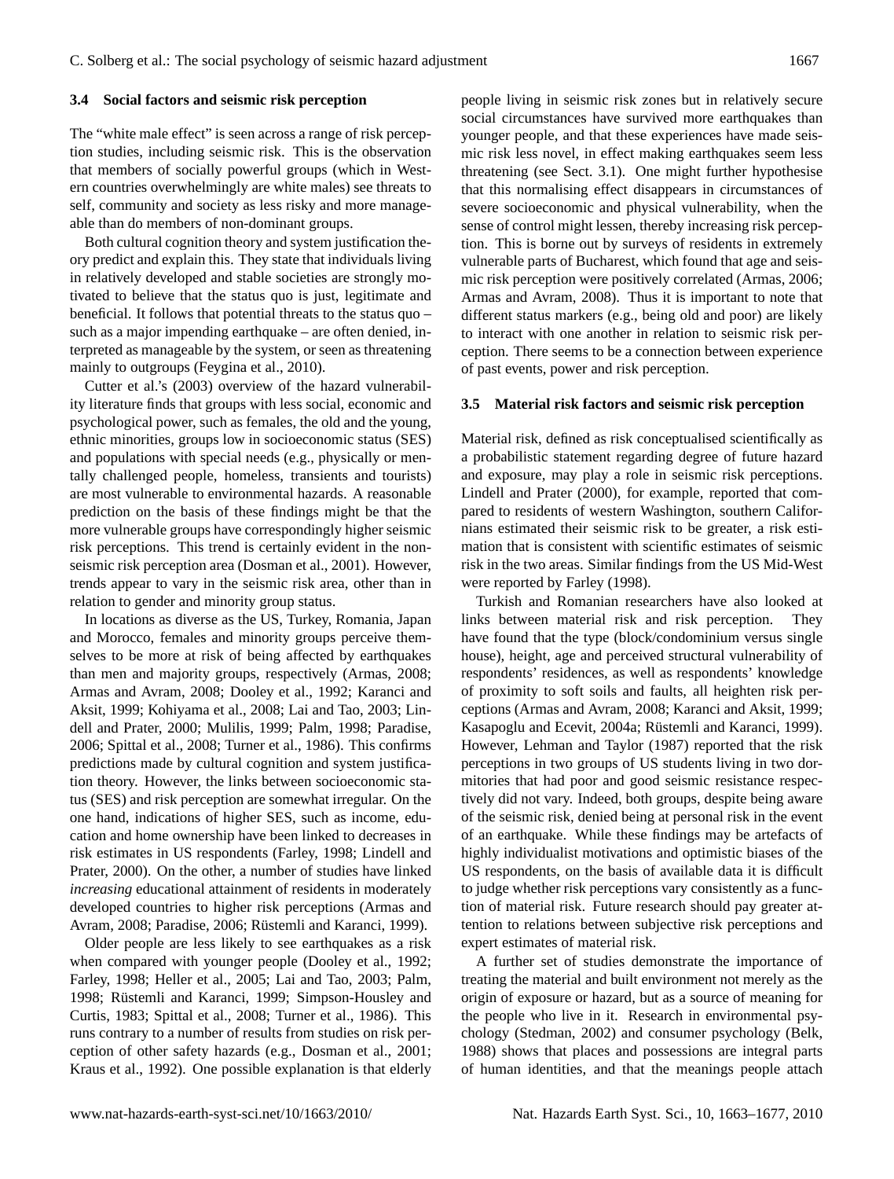### 3.4 Social factors and seismic risk perception

The "white male effect" is seen across a range of risk perception studies, including seismic risk. This is the observation that members of socially powerful groups (which in Western countries overwhelmingly are white males) see threats to self, community and society as less risky and more manageable than do members of non-dominant groups.

Both cultural cognition theory and system justification theory predict and explain this. They state that individuals living in relatively developed and stable societies are strongly motivated to believe that the status quo is just, legitimate and beneficial. It follows that potential threats to the status quo – such as a major impending earthquake – are often denied, interpreted as manageable by the system, or seen as threatening mainly to outgroups (Feygina et al., 2010).

Cutter et al.'s (2003) overview of the hazard vulnerability literature finds that groups with less social, economic and psychological power, such as females, the old and the young, ethnic minorities, groups low in socioeconomic status (SES) and populations with special needs (e.g., physically or mentally challenged people, homeless, transients and tourists) are most vulnerable to environmental hazards. A reasonable prediction on the basis of these findings might be that the more vulnerable groups have correspondingly higher seismic risk perceptions. This trend is certainly evident in the non-seismic risk perception area (Dosman et al., 2001). However, trends appear to vary in the seismic risk area, other than in relation to gender and minority group status.

In locations as diverse as the US, Turkey, Romania, Japan and Morocco, females and minority groups perceive themselves to be more at risk of being affected by earthquakes than men and majority groups, respectively (Armas, 2008; Armas and Avram, 2008; Dooley et al., 1992; Karanci and Aksit, 1999; Kohiyama et al., 2008; Lai and Tao, 2003; Lindell and Prater, 2000; Mulilis, 1999; Palm, 1998; Paradise, 2006; Spittal et al., 2008; Turner et al., 1986). This confirms predictions made by cultural cognition and system justification theory. However, the links between socioeconomic status (SES) and risk perception are somewhat irregular. On the one hand, indications of higher SES, such as income, education and home ownership have been linked to decreases in risk estimates in US respondents (Farley, 1998; Lindell and Prater, 2000). On the other, a number of studies have linked *increasing* educational attainment of residents in moderately developed countries to higher risk perceptions (Armas and Avram, 2008; Paradise, 2006; Rüstemli and Karanci, 1999).

Older people are less likely to see earthquakes as a risk when compared with younger people (Dooley et al., 1992; Farley, 1998; Heller et al., 2005; Lai and Tao, 2003; Palm, 1998; Rüstemli and Karanci, 1999; Simpson-Housley and Curtis, 1983; Spittal et al., 2008; Turner et al., 1986). This runs contrary to a number of results from studies on risk perception of other safety hazards (e.g., Dosman et al., 2001; Kraus et al., 1992). One possible explanation is that elderly people living in seismic risk zones but in relatively secure social circumstances have survived more earthquakes than younger people, and that these experiences have made seismic risk less novel, in effect making earthquakes seem less threatening (see Sect. 3.1). One might further hypothesise that this normalising effect disappears in circumstances of severe socioeconomic and physical vulnerability, when the sense of control might lessen, thereby increasing risk perception. This is borne out by surveys of residents in extremely vulnerable parts of Bucharest, which found that age and seismic risk perception were positively correlated (Armas, 2006; Armas and Avram, 2008). Thus it is important to note that different status markers (e.g., being old and poor) are likely to interact with one another in relation to seismic risk perception. There seems to be a connection between experience of past events, power and risk perception.

### 3.5 Material risk factors and seismic risk perception

Material risk, defined as risk conceptualised scientifically as a probabilistic statement regarding degree of future hazard and exposure, may play a role in seismic risk perceptions. Lindell and Prater (2000), for example, reported that compared to residents of western Washington, southern Californians estimated their seismic risk to be greater, a risk estimation that is consistent with scientific estimates of seismic risk in the two areas. Similar findings from the US Mid-West were reported by Farley (1998).

Turkish and Romanian researchers have also looked at links between material risk and risk perception. They have found that the type (block/condominium versus single house), height, age and perceived structural vulnerability of respondents' residences, as well as respondents' knowledge of proximity to soft soils and faults, all heighten risk perceptions (Armas and Avram, 2008; Karanci and Aksit, 1999; Kasapoglu and Ecevit, 2004a; Rüstemli and Karanci, 1999). However, Lehman and Taylor (1987) reported that the risk perceptions in two groups of US students living in two dormitories that had poor and good seismic resistance respectively did not vary. Indeed, both groups, despite being aware of the seismic risk, denied being at personal risk in the event of an earthquake. While these findings may be artefacts of highly individualist motivations and optimistic biases of the US respondents, on the basis of available data it is difficult to judge whether risk perceptions vary consistently as a function of material risk. Future research should pay greater attention to relations between subjective risk perceptions and expert estimates of material risk.

A further set of studies demonstrate the importance of treating the material and built environment not merely as the origin of exposure or hazard, but as a source of meaning for the people who live in it. Research in environmental psychology (Stedman, 2002) and consumer psychology (Belk, 1988) shows that places and possessions are integral parts of human identities, and that the meanings people attach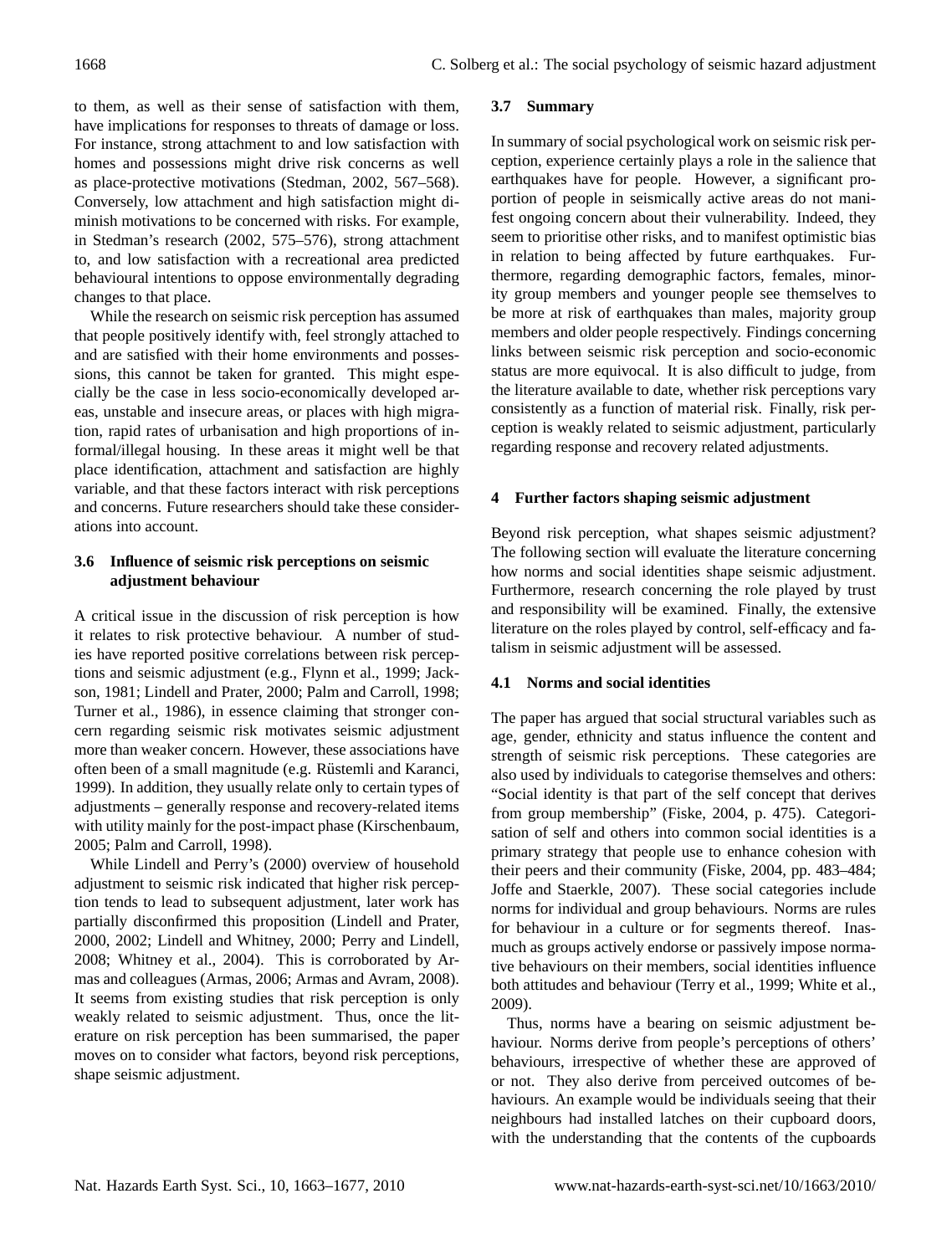to them, as well as their sense of satisfaction with them, have implications for responses to threats of damage or loss. For instance, strong attachment to and low satisfaction with homes and possessions might drive risk concerns as well as place-protective motivations (Stedman, 2002, 567–568). Conversely, low attachment and high satisfaction might diminish motivations to be concerned with risks. For example, in Stedman's research (2002, 575–576), strong attachment to, and low satisfaction with a recreational area predicted behavioural intentions to oppose environmentally degrading changes to that place.

While the research on seismic risk perception has assumed that people positively identify with, feel strongly attached to and are satisfied with their home environments and possessions, this cannot be taken for granted. This might especially be the case in less socio-economically developed areas, unstable and insecure areas, or places with high migration, rapid rates of urbanisation and high proportions of informal/illegal housing. In these areas it might well be that place identification, attachment and satisfaction are highly variable, and that these factors interact with risk perceptions and concerns. Future researchers should take these considerations into account.

### 3.6 Influence of seismic risk perceptions on seismic adjustment behaviour

A critical issue in the discussion of risk perception is how it relates to risk protective behaviour. A number of studies have reported positive correlations between risk perceptions and seismic adjustment (e.g., Flynn et al., 1999; Jackson, 1981; Lindell and Prater, 2000; Palm and Carroll, 1998; Turner et al., 1986), in essence claiming that stronger concern regarding seismic risk motivates seismic adjustment more than weaker concern. However, these associations have often been of a small magnitude (e.g. Rüstemli and Karanci, 1999). In addition, they usually relate only to certain types of adjustments – generally response and recovery-related items with utility mainly for the post-impact phase (Kirschenbaum, 2005; Palm and Carroll, 1998).

While Lindell and Perry's (2000) overview of household adjustment to seismic risk indicated that higher risk perception tends to lead to subsequent adjustment, later work has partially disconfirmed this proposition (Lindell and Prater, 2000, 2002; Lindell and Whitney, 2000; Perry and Lindell, 2008; Whitney et al., 2004). This is corroborated by Armas and colleagues (Armas, 2006; Armas and Avram, 2008). It seems from existing studies that risk perception is only weakly related to seismic adjustment. Thus, once the literature on risk perception has been summarised, the paper moves on to consider what factors, beyond risk perceptions, shape seismic adjustment.

### 3.7 Summary

In summary of social psychological work on seismic risk perception, experience certainly plays a role in the salience that earthquakes have for people. However, a significant proportion of people in seismically active areas do not manifest ongoing concern about their vulnerability. Indeed, they seem to prioritise other risks, and to manifest optimistic bias in relation to being affected by future earthquakes. Furthermore, regarding demographic factors, females, minority group members and younger people see themselves to be more at risk of earthquakes than males, majority group members and older people respectively. Findings concerning links between seismic risk perception and socio-economic status are more equivocal. It is also difficult to judge, from the literature available to date, whether risk perceptions vary consistently as a function of material risk. Finally, risk perception is weakly related to seismic adjustment, particularly regarding response and recovery related adjustments.

## 4 Further factors shaping seismic adjustment

Beyond risk perception, what shapes seismic adjustment? The following section will evaluate the literature concerning how norms and social identities shape seismic adjustment. Furthermore, research concerning the role played by trust and responsibility will be examined. Finally, the extensive literature on the roles played by control, self-efficacy and fatalism in seismic adjustment will be assessed.

### 4.1 Norms and social identities

The paper has argued that social structural variables such as age, gender, ethnicity and status influence the content and strength of seismic risk perceptions. These categories are also used by individuals to categorise themselves and others: "Social identity is that part of the self concept that derives from group membership" (Fiske, 2004, p. 475). Categorisation of self and others into common social identities is a primary strategy that people use to enhance cohesion with their peers and their community (Fiske, 2004, pp. 483–484; Joffe and Staerkle, 2007). These social categories include norms for individual and group behaviours. Norms are rules for behaviour in a culture or for segments thereof. Inasmuch as groups actively endorse or passively impose normative behaviours on their members, social identities influence both attitudes and behaviour (Terry et al., 1999; White et al., 2009).

Thus, norms have a bearing on seismic adjustment behaviour. Norms derive from people's perceptions of others' behaviours, irrespective of whether these are approved of or not. They also derive from perceived outcomes of behaviours. An example would be individuals seeing that their neighbours had installed latches on their cupboard doors, with the understanding that the contents of the cupboards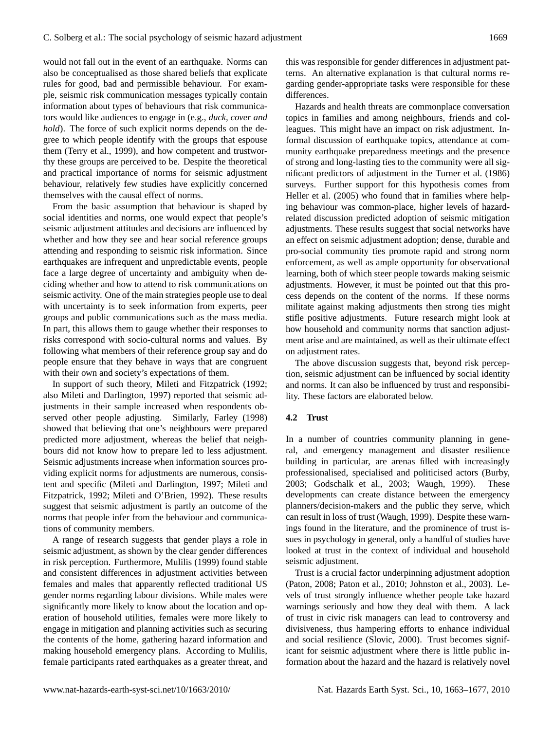would not fall out in the event of an earthquake. Norms can also be conceptualised as those shared beliefs that explicate rules for good, bad and permissible behaviour. For example, seismic risk communication messages typically contain information about types of behaviours that risk communicators would like audiences to engage in (e.g., *duck, cover and hold*). The force of such explicit norms depends on the degree to which people identify with the groups that espouse them (Terry et al., 1999), and how competent and trustworthy these groups are perceived to be. Despite the theoretical and practical importance of norms for seismic adjustment behaviour, relatively few studies have explicitly concerned themselves with the causal effect of norms.

From the basic assumption that behaviour is shaped by social identities and norms, one would expect that people's seismic adjustment attitudes and decisions are influenced by whether and how they see and hear social reference groups attending and responding to seismic risk information. Since earthquakes are infrequent and unpredictable events, people face a large degree of uncertainty and ambiguity when deciding whether and how to attend to risk communications on seismic activity. One of the main strategies people use to deal with uncertainty is to seek information from experts, peer groups and public communications such as the mass media. In part, this allows them to gauge whether their responses to risks correspond with socio-cultural norms and values. By following what members of their reference group say and do people ensure that they behave in ways that are congruent with their own and society's expectations of them.

In support of such theory, Mileti and Fitzpatrick (1992; also Mileti and Darlington, 1997) reported that seismic adjustments in their sample increased when respondents observed other people adjusting. Similarly, Farley (1998) showed that believing that one's neighbours were prepared predicted more adjustment, whereas the belief that neighbours did not know how to prepare led to less adjustment. Seismic adjustments increase when information sources providing explicit norms for adjustments are numerous, consistent and specific (Mileti and Darlington, 1997; Mileti and Fitzpatrick, 1992; Mileti and O'Brien, 1992). These results suggest that seismic adjustment is partly an outcome of the norms that people infer from the behaviour and communications of community members.

A range of research suggests that gender plays a role in seismic adjustment, as shown by the clear gender differences in risk perception. Furthermore, Mulilis (1999) found stable and consistent differences in adjustment activities between females and males that apparently reflected traditional US gender norms regarding labour divisions. While males were significantly more likely to know about the location and operation of household utilities, females were more likely to engage in mitigation and planning activities such as securing the contents of the home, gathering hazard information and making household emergency plans. According to Mulilis, female participants rated earthquakes as a greater threat, and this was responsible for gender differences in adjustment patterns. An alternative explanation is that cultural norms regarding gender-appropriate tasks were responsible for these differences.

Hazards and health threats are commonplace conversation topics in families and among neighbours, friends and colleagues. This might have an impact on risk adjustment. Informal discussion of earthquake topics, attendance at community earthquake preparedness meetings and the presence of strong and long-lasting ties to the community were all significant predictors of adjustment in the Turner et al. (1986) surveys. Further support for this hypothesis comes from Heller et al. (2005) who found that in families where helping behaviour was common-place, higher levels of hazard-related discussion predicted adoption of seismic mitigation adjustments. These results suggest that social networks have an effect on seismic adjustment adoption; dense, durable and pro-social community ties promote rapid and strong norm enforcement, as well as ample opportunity for observational learning, both of which steer people towards making seismic adjustments. However, it must be pointed out that this process depends on the content of the norms. If these norms militate against making adjustments then strong ties might stifle positive adjustments. Future research might look at how household and community norms that sanction adjustment arise and are maintained, as well as their ultimate effect on adjustment rates.

The above discussion suggests that, beyond risk perception, seismic adjustment can be influenced by social identity and norms. It can also be influenced by trust and responsibility. These factors are elaborated below.

### 4.2 Trust

In a number of countries community planning in general, and emergency management and disaster resilience building in particular, are arenas filled with increasingly professionalised, specialised and politicised actors (Burby, 2003; Godschalk et al., 2003; Waugh, 1999). These developments can create distance between the emergency planners/decision-makers and the public they serve, which can result in loss of trust (Waugh, 1999). Despite these warnings found in the literature, and the prominence of trust issues in psychology in general, only a handful of studies have looked at trust in the context of individual and household seismic adjustment.

Trust is a crucial factor underpinning adjustment adoption (Paton, 2008; Paton et al., 2010; Johnston et al., 2003). Levels of trust strongly influence whether people take hazard warnings seriously and how they deal with them. A lack of trust in civic risk managers can lead to controversy and divisiveness, thus hampering efforts to enhance individual and social resilience (Slovic, 2000). Trust becomes significant for seismic adjustment where there is little public information about the hazard and the hazard is relatively novel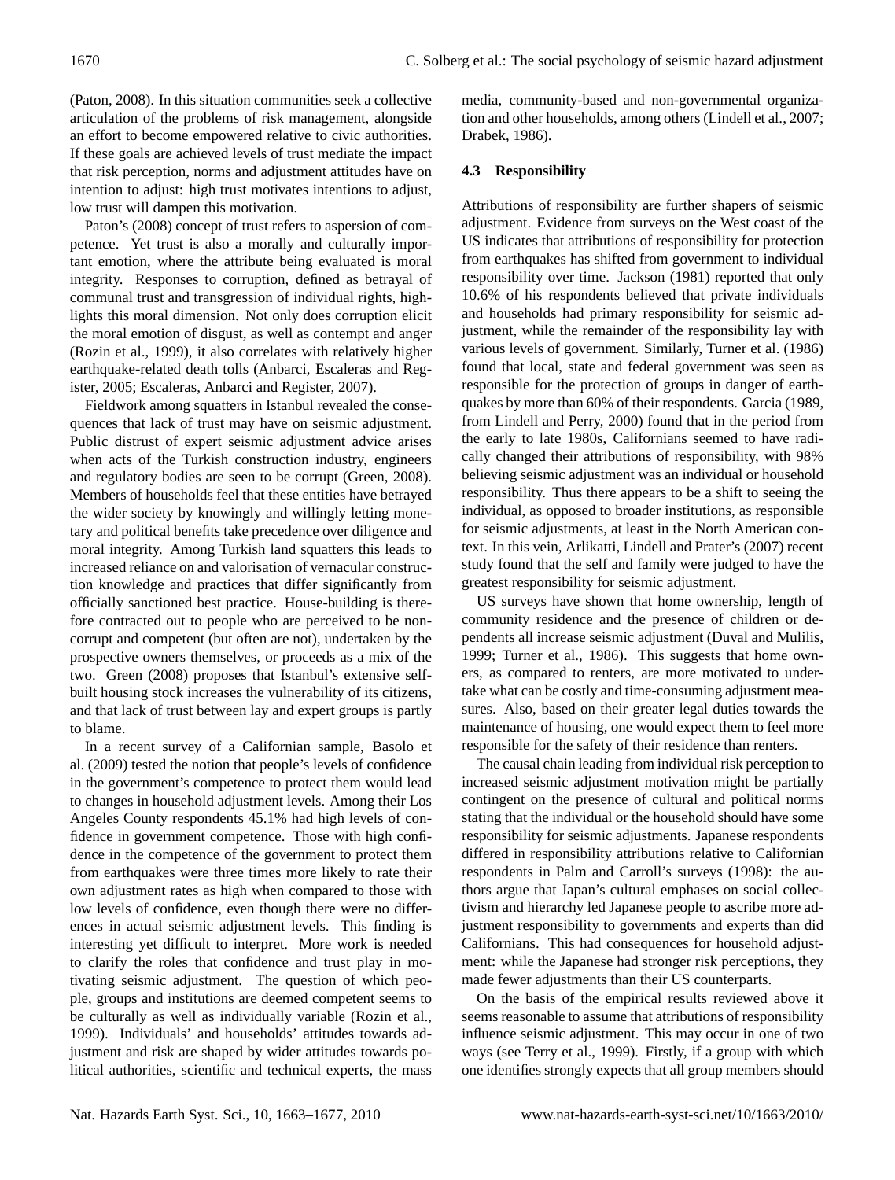(Paton, 2008). In this situation communities seek a collective articulation of the problems of risk management, alongside an effort to become empowered relative to civic authorities. If these goals are achieved levels of trust mediate the impact that risk perception, norms and adjustment attitudes have on intention to adjust: high trust motivates intentions to adjust, low trust will dampen this motivation.

Paton's (2008) concept of trust refers to aspersion of competence. Yet trust is also a morally and culturally important emotion, where the attribute being evaluated is moral integrity. Responses to corruption, defined as betrayal of communal trust and transgression of individual rights, highlights this moral dimension. Not only does corruption elicit the moral emotion of disgust, as well as contempt and anger (Rozin et al., 1999), it also correlates with relatively higher earthquake-related death tolls (Anbarci, Escaleras and Register, 2005; Escaleras, Anbarci and Register, 2007).

Fieldwork among squatters in Istanbul revealed the consequences that lack of trust may have on seismic adjustment. Public distrust of expert seismic adjustment advice arises when acts of the Turkish construction industry, engineers and regulatory bodies are seen to be corrupt (Green, 2008). Members of households feel that these entities have betrayed the wider society by knowingly and willingly letting monetary and political benefits take precedence over diligence and moral integrity. Among Turkish land squatters this leads to increased reliance on and valorisation of vernacular construction knowledge and practices that differ significantly from officially sanctioned best practice. House-building is therefore contracted out to people who are perceived to be non-corrupt and competent (but often are not), undertaken by the prospective owners themselves, or proceeds as a mix of the two. Green (2008) proposes that Istanbul's extensive self-built housing stock increases the vulnerability of its citizens, and that lack of trust between lay and expert groups is partly to blame.

In a recent survey of a Californian sample, Basolo et al. (2009) tested the notion that people's levels of confidence in the government's competence to protect them would lead to changes in household adjustment levels. Among their Los Angeles County respondents 45.1% had high levels of confidence in government competence. Those with high confidence in the competence of the government to protect them from earthquakes were three times more likely to rate their own adjustment rates as high when compared to those with low levels of confidence, even though there were no differences in actual seismic adjustment levels. This finding is interesting yet difficult to interpret. More work is needed to clarify the roles that confidence and trust play in motivating seismic adjustment. The question of which people, groups and institutions are deemed competent seems to be culturally as well as individually variable (Rozin et al., 1999). Individuals' and households' attitudes towards adjustment and risk are shaped by wider attitudes towards political authorities, scientific and technical experts, the mass media, community-based and non-governmental organization and other households, among others (Lindell et al., 2007; Drabek, 1986).

### 4.3 Responsibility

Attributions of responsibility are further shapers of seismic adjustment. Evidence from surveys on the West coast of the US indicates that attributions of responsibility for protection from earthquakes has shifted from government to individual responsibility over time. Jackson (1981) reported that only 10.6% of his respondents believed that private individuals and households had primary responsibility for seismic adjustment, while the remainder of the responsibility lay with various levels of government. Similarly, Turner et al. (1986) found that local, state and federal government was seen as responsible for the protection of groups in danger of earthquakes by more than 60% of their respondents. Garcia (1989, from Lindell and Perry, 2000) found that in the period from the early to late 1980s, Californians seemed to have radically changed their attributions of responsibility, with 98% believing seismic adjustment was an individual or household responsibility. Thus there appears to be a shift to seeing the individual, as opposed to broader institutions, as responsible for seismic adjustments, at least in the North American context. In this vein, Arlikatti, Lindell and Prater's (2007) recent study found that the self and family were judged to have the greatest responsibility for seismic adjustment.

US surveys have shown that home ownership, length of community residence and the presence of children or dependents all increase seismic adjustment (Duval and Mulilis, 1999; Turner et al., 1986). This suggests that home owners, as compared to renters, are more motivated to undertake what can be costly and time-consuming adjustment measures. Also, based on their greater legal duties towards the maintenance of housing, one would expect them to feel more responsible for the safety of their residence than renters.

The causal chain leading from individual risk perception to increased seismic adjustment motivation might be partially contingent on the presence of cultural and political norms stating that the individual or the household should have some responsibility for seismic adjustments. Japanese respondents differed in responsibility attributions relative to Californian respondents in Palm and Carroll's surveys (1998): the authors argue that Japan's cultural emphases on social collectivism and hierarchy led Japanese people to ascribe more adjustment responsibility to governments and experts than did Californians. This had consequences for household adjustment: while the Japanese had stronger risk perceptions, they made fewer adjustments than their US counterparts.

On the basis of the empirical results reviewed above it seems reasonable to assume that attributions of responsibility influence seismic adjustment. This may occur in one of two ways (see Terry et al., 1999). Firstly, if a group with which one identifies strongly expects that all group members should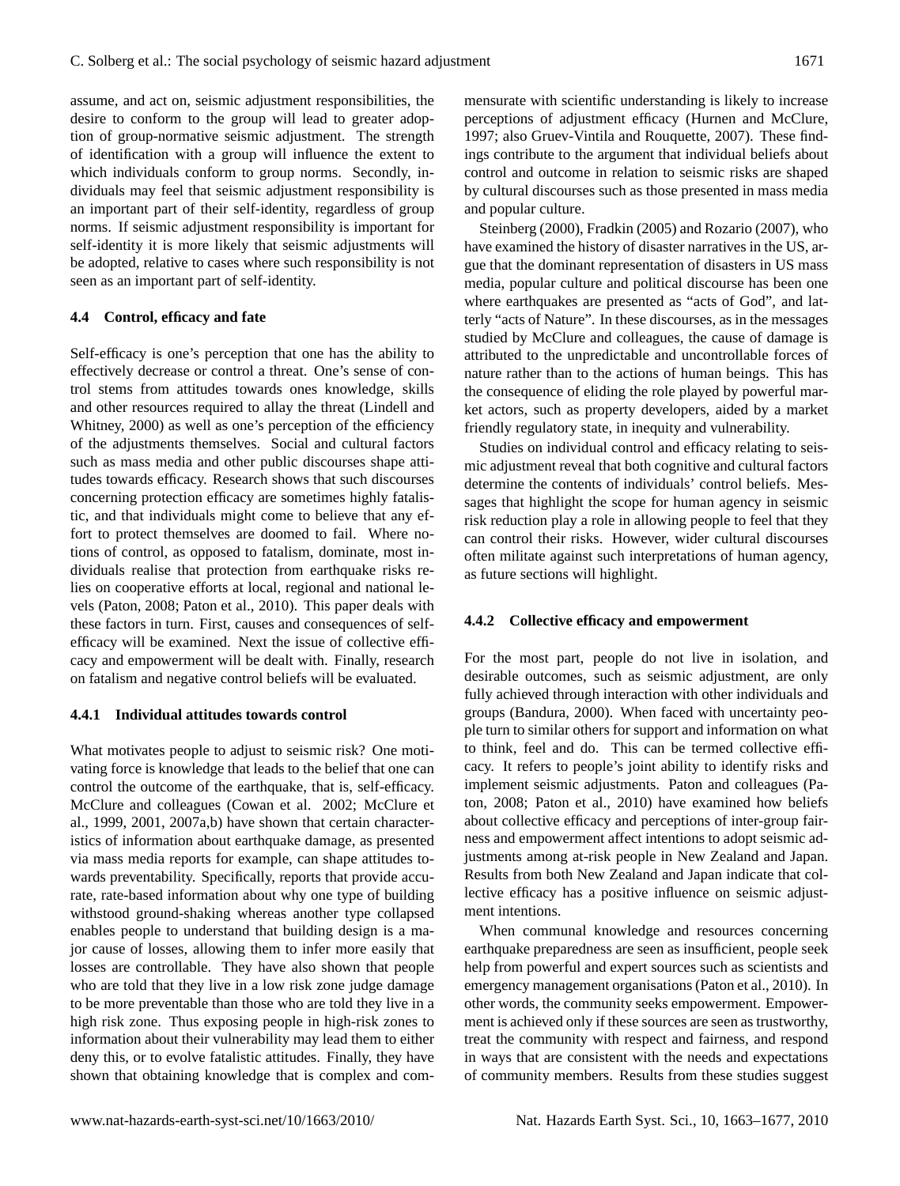assume, and act on, seismic adjustment responsibilities, the desire to conform to the group will lead to greater adoption of group-normative seismic adjustment. The strength of identification with a group will influence the extent to which individuals conform to group norms. Secondly, individuals may feel that seismic adjustment responsibility is an important part of their self-identity, regardless of group norms. If seismic adjustment responsibility is important for self-identity it is more likely that seismic adjustments will be adopted, relative to cases where such responsibility is not seen as an important part of self-identity.

### 4.4 Control, efficacy and fate

Self-efficacy is one's perception that one has the ability to effectively decrease or control a threat. One's sense of control stems from attitudes towards ones knowledge, skills and other resources required to allay the threat (Lindell and Whitney, 2000) as well as one's perception of the efficiency of the adjustments themselves. Social and cultural factors such as mass media and other public discourses shape attitudes towards efficacy. Research shows that such discourses concerning protection efficacy are sometimes highly fatalistic, and that individuals might come to believe that any effort to protect themselves are doomed to fail. Where notions of control, as opposed to fatalism, dominate, most individuals realise that protection from earthquake risks relies on cooperative efforts at local, regional and national levels (Paton, 2008; Paton et al., 2010). This paper deals with these factors in turn. First, causes and consequences of self-efficacy will be examined. Next the issue of collective efficacy and empowerment will be dealt with. Finally, research on fatalism and negative control beliefs will be evaluated.

#### 4.4.1 Individual attitudes towards control

What motivates people to adjust to seismic risk? One motivating force is knowledge that leads to the belief that one can control the outcome of the earthquake, that is, self-efficacy. McClure and colleagues (Cowan et al. 2002; McClure et al., 1999, 2001, 2007a,b) have shown that certain characteristics of information about earthquake damage, as presented via mass media reports for example, can shape attitudes towards preventability. Specifically, reports that provide accurate, rate-based information about why one type of building withstood ground-shaking whereas another type collapsed enables people to understand that building design is a major cause of losses, allowing them to infer more easily that losses are controllable. They have also shown that people who are told that they live in a low risk zone judge damage to be more preventable than those who are told they live in a high risk zone. Thus exposing people in high-risk zones to information about their vulnerability may lead them to either deny this, or to evolve fatalistic attitudes. Finally, they have shown that obtaining knowledge that is complex and commensurate with scientific understanding is likely to increase perceptions of adjustment efficacy (Hurnen and McClure, 1997; also Gruev-Vintila and Rouquette, 2007). These findings contribute to the argument that individual beliefs about control and outcome in relation to seismic risks are shaped by cultural discourses such as those presented in mass media and popular culture.

Steinberg (2000), Fradkin (2005) and Rozario (2007), who have examined the history of disaster narratives in the US, argue that the dominant representation of disasters in US mass media, popular culture and political discourse has been one where earthquakes are presented as "acts of God", and latterly "acts of Nature". In these discourses, as in the messages studied by McClure and colleagues, the cause of damage is attributed to the unpredictable and uncontrollable forces of nature rather than to the actions of human beings. This has the consequence of eliding the role played by powerful market actors, such as property developers, aided by a market friendly regulatory state, in inequity and vulnerability.

Studies on individual control and efficacy relating to seismic adjustment reveal that both cognitive and cultural factors determine the contents of individuals' control beliefs. Messages that highlight the scope for human agency in seismic risk reduction play a role in allowing people to feel that they can control their risks. However, wider cultural discourses often militate against such interpretations of human agency, as future sections will highlight.

#### 4.4.2 Collective efficacy and empowerment

For the most part, people do not live in isolation, and desirable outcomes, such as seismic adjustment, are only fully achieved through interaction with other individuals and groups (Bandura, 2000). When faced with uncertainty people turn to similar others for support and information on what to think, feel and do. This can be termed collective efficacy. It refers to people's joint ability to identify risks and implement seismic adjustments. Paton and colleagues (Paton, 2008; Paton et al., 2010) have examined how beliefs about collective efficacy and perceptions of inter-group fairness and empowerment affect intentions to adopt seismic adjustments among at-risk people in New Zealand and Japan. Results from both New Zealand and Japan indicate that collective efficacy has a positive influence on seismic adjustment intentions.

When communal knowledge and resources concerning earthquake preparedness are seen as insufficient, people seek help from powerful and expert sources such as scientists and emergency management organisations (Paton et al., 2010). In other words, the community seeks empowerment. Empowerment is achieved only if these sources are seen as trustworthy, treat the community with respect and fairness, and respond in ways that are consistent with the needs and expectations of community members. Results from these studies suggest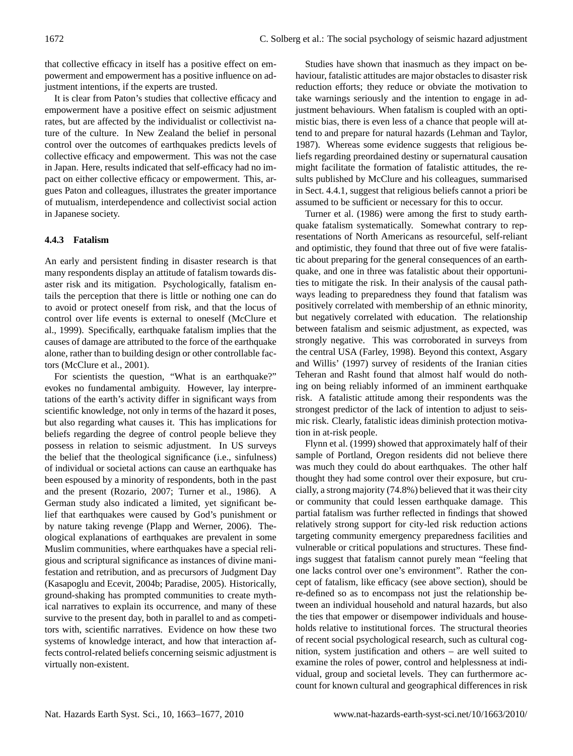that collective efficacy in itself has a positive effect on empowerment and empowerment has a positive influence on adjustment intentions, if the experts are trusted.

It is clear from Paton's studies that collective efficacy and empowerment have a positive effect on seismic adjustment rates, but are affected by the individualist or collectivist nature of the culture. In New Zealand the belief in personal control over the outcomes of earthquakes predicts levels of collective efficacy and empowerment. This was not the case in Japan. Here, results indicated that self-efficacy had no impact on either collective efficacy or empowerment. This, argues Paton and colleagues, illustrates the greater importance of mutualism, interdependence and collectivist social action in Japanese society.

### 4.4.3 Fatalism

An early and persistent finding in disaster research is that many respondents display an attitude of fatalism towards disaster risk and its mitigation. Psychologically, fatalism entails the perception that there is little or nothing one can do to avoid or protect oneself from risk, and that the locus of control over life events is external to oneself (McClure et al., 1999). Specifically, earthquake fatalism implies that the causes of damage are attributed to the force of the earthquake alone, rather than to building design or other controllable factors (McClure et al., 2001).

For scientists the question, "What is an earthquake?" evokes no fundamental ambiguity. However, lay interpretations of the earth's activity differ in significant ways from scientific knowledge, not only in terms of the hazard it poses, but also regarding what causes it. This has implications for beliefs regarding the degree of control people believe they possess in relation to seismic adjustment. In US surveys the belief that the theological significance (i.e., sinfulness) of individual or societal actions can cause an earthquake has been espoused by a minority of respondents, both in the past and the present (Rozario, 2007; Turner et al., 1986). A German study also indicated a limited, yet significant belief that earthquakes were caused by God's punishment or by nature taking revenge (Plapp and Werner, 2006). Theological explanations of earthquakes are prevalent in some Muslim communities, where earthquakes have a special religious and scriptural significance as instances of divine manifestation and retribution, and as precursors of Judgment Day (Kasapoglu and Ecevit, 2004b; Paradise, 2005). Historically, ground-shaking has prompted communities to create mythical narratives to explain its occurrence, and many of these survive to the present day, both in parallel to and as competitors with, scientific narratives. Evidence on how these two systems of knowledge interact, and how that interaction affects control-related beliefs concerning seismic adjustment is virtually non-existent.

Studies have shown that inasmuch as they impact on behaviour, fatalistic attitudes are major obstacles to disaster risk reduction efforts; they reduce or obviate the motivation to take warnings seriously and the intention to engage in adjustment behaviours. When fatalism is coupled with an optimistic bias, there is even less of a chance that people will attend to and prepare for natural hazards (Lehman and Taylor, 1987). Whereas some evidence suggests that religious beliefs regarding preordained destiny or supernatural causation might facilitate the formation of fatalistic attitudes, the results published by McClure and his colleagues, summarised in Sect. 4.4.1, suggest that religious beliefs cannot a priori be assumed to be sufficient or necessary for this to occur.

Turner et al. (1986) were among the first to study earthquake fatalism systematically. Somewhat contrary to representations of North Americans as resourceful, self-reliant and optimistic, they found that three out of five were fatalistic about preparing for the general consequences of an earthquake, and one in three was fatalistic about their opportunities to mitigate the risk. In their analysis of the causal pathways leading to preparedness they found that fatalism was positively correlated with membership of an ethnic minority, but negatively correlated with education. The relationship between fatalism and seismic adjustment, as expected, was strongly negative. This was corroborated in surveys from the central USA (Farley, 1998). Beyond this context, Asgary and Willis' (1997) survey of residents of the Iranian cities Teheran and Rasht found that almost half would do nothing on being reliably informed of an imminent earthquake risk. A fatalistic attitude among their respondents was the strongest predictor of the lack of intention to adjust to seismic risk. Clearly, fatalistic ideas diminish protection motivation in at-risk people.

Flynn et al. (1999) showed that approximately half of their sample of Portland, Oregon residents did not believe there was much they could do about earthquakes. The other half thought they had some control over their exposure, but crucially, a strong majority (74.8%) believed that it was their city or community that could lessen earthquake damage. This partial fatalism was further reflected in findings that showed relatively strong support for city-led risk reduction actions targeting community emergency preparedness facilities and vulnerable or critical populations and structures. These findings suggest that fatalism cannot purely mean "feeling that one lacks control over one's environment". Rather the concept of fatalism, like efficacy (see above section), should be re-defined so as to encompass not just the relationship between an individual household and natural hazards, but also the ties that empower or disempower individuals and households relative to institutional forces. The structural theories of recent social psychological research, such as cultural cognition, system justification and others – are well suited to examine the roles of power, control and helplessness at individual, group and societal levels. They can furthermore account for known cultural and geographical differences in risk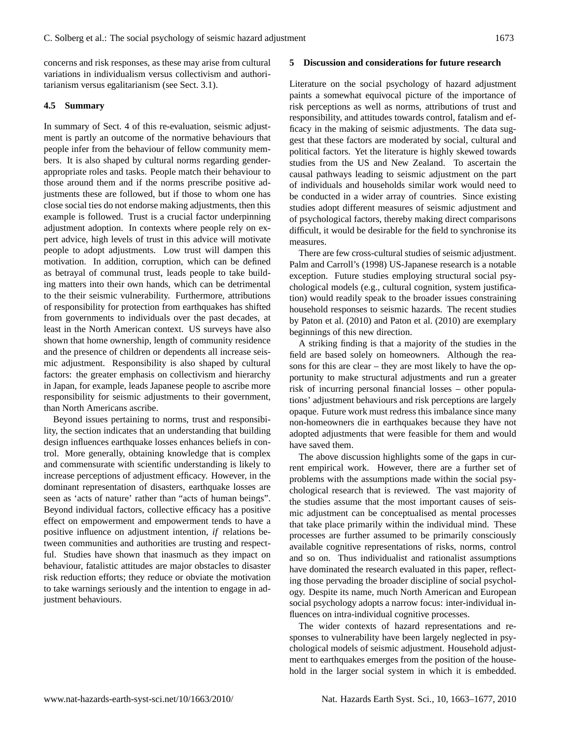concerns and risk responses, as these may arise from cultural variations in individualism versus collectivism and authoritarianism versus egalitarianism (see Sect. 3.1).

### 4.5 Summary

In summary of Sect. 4 of this re-evaluation, seismic adjustment is partly an outcome of the normative behaviours that people infer from the behaviour of fellow community members. It is also shaped by cultural norms regarding gender-appropriate roles and tasks. People match their behaviour to those around them and if the norms prescribe positive adjustments these are followed, but if those to whom one has close social ties do not endorse making adjustments, then this example is followed. Trust is a crucial factor underpinning adjustment adoption. In contexts where people rely on expert advice, high levels of trust in this advice will motivate people to adopt adjustments. Low trust will dampen this motivation. In addition, corruption, which can be defined as betrayal of communal trust, leads people to take building matters into their own hands, which can be detrimental to the their seismic vulnerability. Furthermore, attributions of responsibility for protection from earthquakes has shifted from governments to individuals over the past decades, at least in the North American context. US surveys have also shown that home ownership, length of community residence and the presence of children or dependents all increase seismic adjustment. Responsibility is also shaped by cultural factors: the greater emphasis on collectivism and hierarchy in Japan, for example, leads Japanese people to ascribe more responsibility for seismic adjustments to their government, than North Americans ascribe.

Beyond issues pertaining to norms, trust and responsibility, the section indicates that an understanding that building design influences earthquake losses enhances beliefs in control. More generally, obtaining knowledge that is complex and commensurate with scientific understanding is likely to increase perceptions of adjustment efficacy. However, in the dominant representation of disasters, earthquake losses are seen as 'acts of nature' rather than "acts of human beings". Beyond individual factors, collective efficacy has a positive effect on empowerment and empowerment tends to have a positive influence on adjustment intention, *if* relations between communities and authorities are trusting and respectful. Studies have shown that inasmuch as they impact on behaviour, fatalistic attitudes are major obstacles to disaster risk reduction efforts; they reduce or obviate the motivation to take warnings seriously and the intention to engage in adjustment behaviours.

## 5 Discussion and considerations for future research

Literature on the social psychology of hazard adjustment paints a somewhat equivocal picture of the importance of risk perceptions as well as norms, attributions of trust and responsibility, and attitudes towards control, fatalism and efficacy in the making of seismic adjustments. The data suggest that these factors are moderated by social, cultural and political factors. Yet the literature is highly skewed towards studies from the US and New Zealand. To ascertain the causal pathways leading to seismic adjustment on the part of individuals and households similar work would need to be conducted in a wider array of countries. Since existing studies adopt different measures of seismic adjustment and of psychological factors, thereby making direct comparisons difficult, it would be desirable for the field to synchronise its measures.

There are few cross-cultural studies of seismic adjustment. Palm and Carroll's (1998) US-Japanese research is a notable exception. Future studies employing structural social psychological models (e.g., cultural cognition, system justification) would readily speak to the broader issues constraining household responses to seismic hazards. The recent studies by Paton et al. (2010) and Paton et al. (2010) are exemplary beginnings of this new direction.

A striking finding is that a majority of the studies in the field are based solely on homeowners. Although the reasons for this are clear – they are most likely to have the opportunity to make structural adjustments and run a greater risk of incurring personal financial losses – other populations' adjustment behaviours and risk perceptions are largely opaque. Future work must redress this imbalance since many non-homeowners die in earthquakes because they have not adopted adjustments that were feasible for them and would have saved them.

The above discussion highlights some of the gaps in current empirical work. However, there are a further set of problems with the assumptions made within the social psychological research that is reviewed. The vast majority of the studies assume that the most important causes of seismic adjustment can be conceptualised as mental processes that take place primarily within the individual mind. These processes are further assumed to be primarily consciously available cognitive representations of risks, norms, control and so on. Thus individualist and rationalist assumptions have dominated the research evaluated in this paper, reflecting those pervading the broader discipline of social psychology. Despite its name, much North American and European social psychology adopts a narrow focus: inter-individual influences on intra-individual cognitive processes.

The wider contexts of hazard representations and responses to vulnerability have been largely neglected in psychological models of seismic adjustment. Household adjustment to earthquakes emerges from the position of the household in the larger social system in which it is embedded.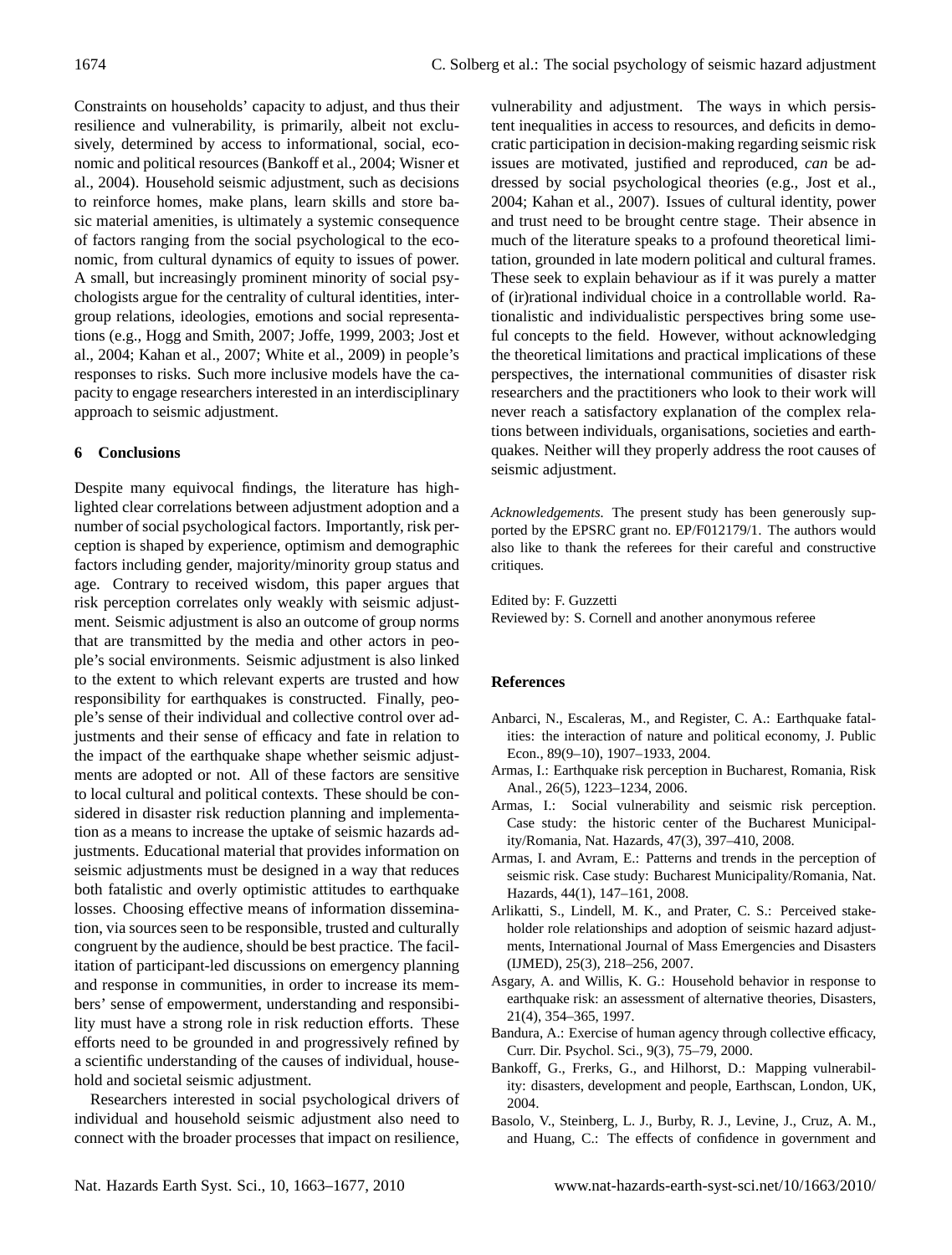Constraints on households' capacity to adjust, and thus their resilience and vulnerability, is primarily, albeit not exclusively, determined by access to informational, social, economic and political resources (Bankoff et al., 2004; Wisner et al., 2004). Household seismic adjustment, such as decisions to reinforce homes, make plans, learn skills and store basic material amenities, is ultimately a systemic consequence of factors ranging from the social psychological to the economic, from cultural dynamics of equity to issues of power. A small, but increasingly prominent minority of social psychologists argue for the centrality of cultural identities, intergroup relations, ideologies, emotions and social representations (e.g., Hogg and Smith, 2007; Joffe, 1999, 2003; Jost et al., 2004; Kahan et al., 2007; White et al., 2009) in people's responses to risks. Such more inclusive models have the capacity to engage researchers interested in an interdisciplinary approach to seismic adjustment.

## 6 Conclusions

Despite many equivocal findings, the literature has highlighted clear correlations between adjustment adoption and a number of social psychological factors. Importantly, risk perception is shaped by experience, optimism and demographic factors including gender, majority/minority group status and age. Contrary to received wisdom, this paper argues that risk perception correlates only weakly with seismic adjustment. Seismic adjustment is also an outcome of group norms that are transmitted by the media and other actors in people's social environments. Seismic adjustment is also linked to the extent to which relevant experts are trusted and how responsibility for earthquakes is constructed. Finally, people's sense of their individual and collective control over adjustments and their sense of efficacy and fate in relation to the impact of the earthquake shape whether seismic adjustments are adopted or not. All of these factors are sensitive to local cultural and political contexts. These should be considered in disaster risk reduction planning and implementation as a means to increase the uptake of seismic hazards adjustments. Educational material that provides information on seismic adjustments must be designed in a way that reduces both fatalistic and overly optimistic attitudes to earthquake losses. Choosing effective means of information dissemination, via sources seen to be responsible, trusted and culturally congruent by the audience, should be best practice. The facilitation of participant-led discussions on emergency planning and response in communities, in order to increase its members' sense of empowerment, understanding and responsibility must have a strong role in risk reduction efforts. These efforts need to be grounded in and progressively refined by a scientific understanding of the causes of individual, household and societal seismic adjustment.

Researchers interested in social psychological drivers of individual and household seismic adjustment also need to connect with the broader processes that impact on resilience, vulnerability and adjustment. The ways in which persistent inequalities in access to resources, and deficits in democratic participation in decision-making regarding seismic risk issues are motivated, justified and reproduced, *can* be addressed by social psychological theories (e.g., Jost et al., 2004; Kahan et al., 2007). Issues of cultural identity, power and trust need to be brought centre stage. Their absence in much of the literature speaks to a profound theoretical limitation, grounded in late modern political and cultural frames. These seek to explain behaviour as if it was purely a matter of (ir)rational individual choice in a controllable world. Rationalistic and individualistic perspectives bring some useful concepts to the field. However, without acknowledging the theoretical limitations and practical implications of these perspectives, the international communities of disaster risk researchers and the practitioners who look to their work will never reach a satisfactory explanation of the complex relations between individuals, organisations, societies and earthquakes. Neither will they properly address the root causes of seismic adjustment.

*Acknowledgements.* The present study has been generously supported by the EPSRC grant no. EP/F012179/1. The authors would also like to thank the referees for their careful and constructive critiques.

Edited by: F. Guzzetti
Reviewed by: S. Cornell and another anonymous referee

## References

- Anbarci, N., Escaleras, M., and Register, C. A.: Earthquake fatalities: the interaction of nature and political economy, J. Public Econ., 89(9–10), 1907–1933, 2004.
- Armas, I.: Earthquake risk perception in Bucharest, Romania, Risk Anal., 26(5), 1223–1234, 2006.
- Armas, I.: Social vulnerability and seismic risk perception. Case study: the historic center of the Bucharest Municipality/Romania, Nat. Hazards, 47(3), 397–410, 2008.
- Armas, I. and Avram, E.: Patterns and trends in the perception of seismic risk. Case study: Bucharest Municipality/Romania, Nat. Hazards, 44(1), 147–161, 2008.
- Arlikatti, S., Lindell, M. K., and Prater, C. S.: Perceived stakeholder role relationships and adoption of seismic hazard adjustments, International Journal of Mass Emergencies and Disasters (IJMED), 25(3), 218–256, 2007.
- Asgary, A. and Willis, K. G.: Household behavior in response to earthquake risk: an assessment of alternative theories, Disasters, 21(4), 354–365, 1997.
- Bandura, A.: Exercise of human agency through collective efficacy, Curr. Dir. Psychol. Sci., 9(3), 75–79, 2000.
- Bankoff, G., Frerks, G., and Hilhorst, D.: Mapping vulnerability: disasters, development and people, Earthscan, London, UK, 2004.
- Basolo, V., Steinberg, L. J., Burby, R. J., Levine, J., Cruz, A. M., and Huang, C.: The effects of confidence in government and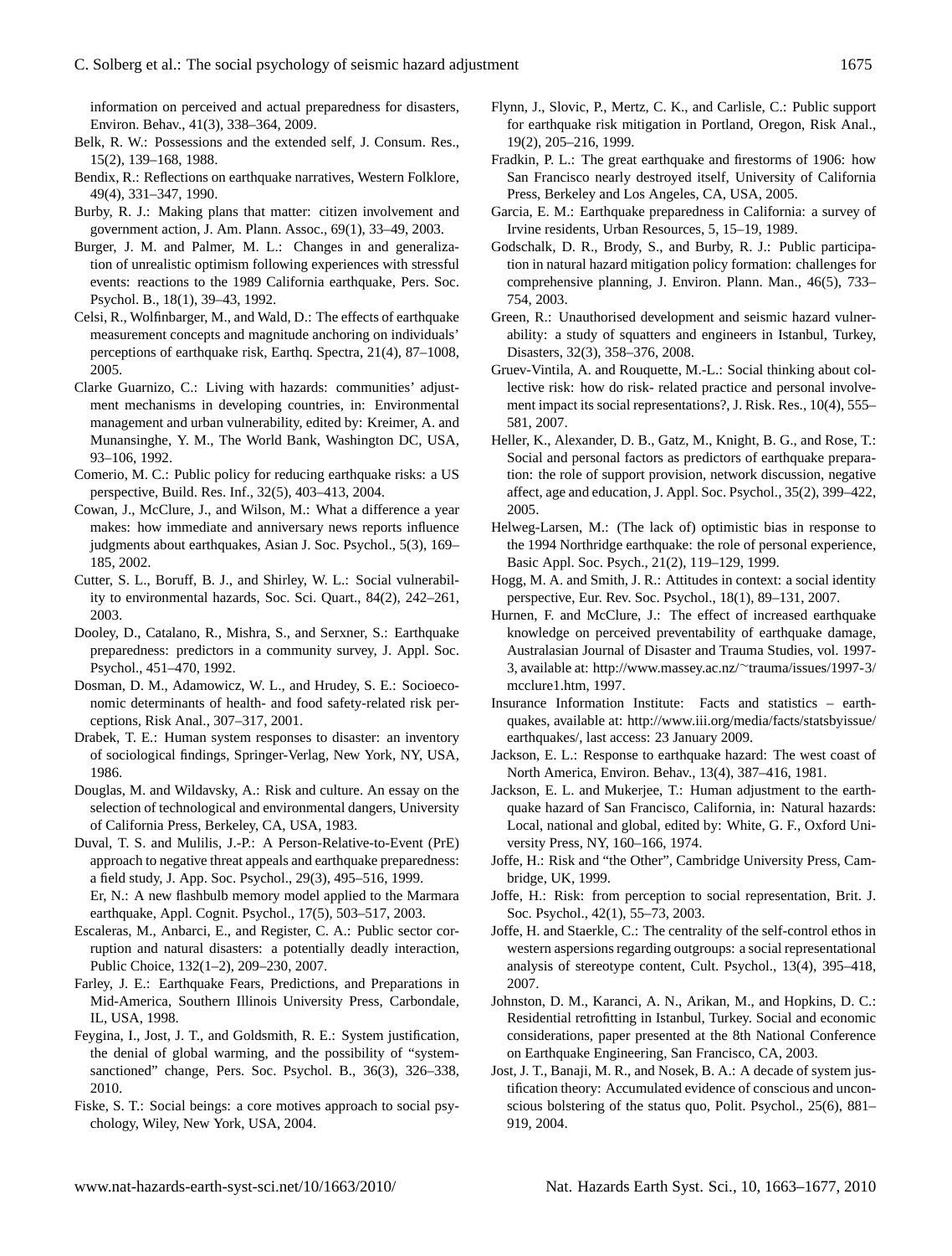information on perceived and actual preparedness for disasters, Environ. Behav., 41(3), 338–364, 2009.

Belk, R. W.: Possessions and the extended self, J. Consum. Res., 15(2), 139–168, 1988.

Bendix, R.: Reflections on earthquake narratives, Western Folklore, 49(4), 331–347, 1990.

Burby, R. J.: Making plans that matter: citizen involvement and government action, J. Am. Plann. Assoc., 69(1), 33–49, 2003.

Burger, J. M. and Palmer, M. L.: Changes in and generalization of unrealistic optimism following experiences with stressful events: reactions to the 1989 California earthquake, Pers. Soc. Psychol. B., 18(1), 39–43, 1992.

Celsi, R., Wolfinbarger, M., and Wald, D.: The effects of earthquake measurement concepts and magnitude anchoring on individuals' perceptions of earthquake risk, Earthq. Spectra, 21(4), 87–1008, 2005.

Clarke Guarnizo, C.: Living with hazards: communities' adjustment mechanisms in developing countries, in: Environmental management and urban vulnerability, edited by: Kreimer, A. and Munansinghe, Y. M., The World Bank, Washington DC, USA, 93–106, 1992.

Comerio, M. C.: Public policy for reducing earthquake risks: a US perspective, Build. Res. Inf., 32(5), 403–413, 2004.

Cowan, J., McClure, J., and Wilson, M.: What a difference a year makes: how immediate and anniversary news reports influence judgments about earthquakes, Asian J. Soc. Psychol., 5(3), 169–185, 2002.

Cutter, S. L., Boruff, B. J., and Shirley, W. L.: Social vulnerability to environmental hazards, Soc. Sci. Quart., 84(2), 242–261, 2003.

Dooley, D., Catalano, R., Mishra, S., and Serxner, S.: Earthquake preparedness: predictors in a community survey, J. Appl. Soc. Psychol., 451–470, 1992.

Dosman, D. M., Adamowicz, W. L., and Hrudey, S. E.: Socioeconomic determinants of health- and food safety-related risk perceptions, Risk Anal., 307–317, 2001.

Drabek, T. E.: Human system responses to disaster: an inventory of sociological findings, Springer-Verlag, New York, NY, USA, 1986.

Douglas, M. and Wildavsky, A.: Risk and culture. An essay on the selection of technological and environmental dangers, University of California Press, Berkeley, CA, USA, 1983.

Duval, T. S. and Mulilis, J.-P.: A Person-Relative-to-Event (PrE) approach to negative threat appeals and earthquake preparedness: a field study, J. App. Soc. Psychol., 29(3), 495–516, 1999.

Er, N.: A new flashbulb memory model applied to the Marmara earthquake, Appl. Cognit. Psychol., 17(5), 503–517, 2003.

Escaleras, M., Anbarci, E., and Register, C. A.: Public sector corruption and natural disasters: a potentially deadly interaction, Public Choice, 132(1–2), 209–230, 2007.

Farley, J. E.: Earthquake Fears, Predictions, and Preparations in Mid-America, Southern Illinois University Press, Carbondale, IL, USA, 1998.

Feygina, I., Jost, J. T., and Goldsmith, R. E.: System justification, the denial of global warming, and the possibility of "system-sanctioned" change, Pers. Soc. Psychol. B., 36(3), 326–338, 2010.

Fiske, S. T.: Social beings: a core motives approach to social psychology, Wiley, New York, USA, 2004.

Flynn, J., Slovic, P., Mertz, C. K., and Carlisle, C.: Public support for earthquake risk mitigation in Portland, Oregon, Risk Anal., 19(2), 205–216, 1999.

Fradkin, P. L.: The great earthquake and firestorms of 1906: how San Francisco nearly destroyed itself, University of California Press, Berkeley and Los Angeles, CA, USA, 2005.

Garcia, E. M.: Earthquake preparedness in California: a survey of Irvine residents, Urban Resources, 5, 15–19, 1989.

Godschalk, D. R., Brody, S., and Burby, R. J.: Public participation in natural hazard mitigation policy formation: challenges for comprehensive planning, J. Environ. Plann. Man., 46(5), 733–754, 2003.

Green, R.: Unauthorised development and seismic hazard vulnerability: a study of squatters and engineers in Istanbul, Turkey, Disasters, 32(3), 358–376, 2008.

Gruev-Vintila, A. and Rouquette, M.-L.: Social thinking about collective risk: how do risk- related practice and personal involvement impact its social representations?, J. Risk. Res., 10(4), 555–581, 2007.

Heller, K., Alexander, D. B., Gatz, M., Knight, B. G., and Rose, T.: Social and personal factors as predictors of earthquake preparation: the role of support provision, network discussion, negative affect, age and education, J. Appl. Soc. Psychol., 35(2), 399–422, 2005.

Helweg-Larsen, M.: (The lack of) optimistic bias in response to the 1994 Northridge earthquake: the role of personal experience, Basic Appl. Soc. Psych., 21(2), 119–129, 1999.

Hogg, M. A. and Smith, J. R.: Attitudes in context: a social identity perspective, Eur. Rev. Soc. Psychol., 18(1), 89–131, 2007.

Hurnen, F. and McClure, J.: The effect of increased earthquake knowledge on perceived preventability of earthquake damage, Australasian Journal of Disaster and Trauma Studies, vol. 1997-3, available at: http://www.massey.ac.nz/~trauma/issues/1997-3/mcclure1.htm, 1997.

Insurance Information Institute: Facts and statistics – earthquakes, available at: http://www.iii.org/media/facts/statsbyissue/earthquakes/, last access: 23 January 2009.

Jackson, E. L.: Response to earthquake hazard: The west coast of North America, Environ. Behav., 13(4), 387–416, 1981.

Jackson, E. L. and Mukerjee, T.: Human adjustment to the earthquake hazard of San Francisco, California, in: Natural hazards: Local, national and global, edited by: White, G. F., Oxford University Press, NY, 160–166, 1974.

Joffe, H.: Risk and "the Other", Cambridge University Press, Cambridge, UK, 1999.

Joffe, H.: Risk: from perception to social representation, Brit. J. Soc. Psychol., 42(1), 55–73, 2003.

Joffe, H. and Staerkle, C.: The centrality of the self-control ethos in western aspersions regarding outgroups: a social representational analysis of stereotype content, Cult. Psychol., 13(4), 395–418, 2007.

Johnston, D. M., Karanci, A. N., Arikan, M., and Hopkins, D. C.: Residential retrofitting in Istanbul, Turkey. Social and economic considerations, paper presented at the 8th National Conference on Earthquake Engineering, San Francisco, CA, 2003.

Jost, J. T., Banaji, M. R., and Nosek, B. A.: A decade of system justification theory: Accumulated evidence of conscious and unconscious bolstering of the status quo, Polit. Psychol., 25(6), 881–919, 2004.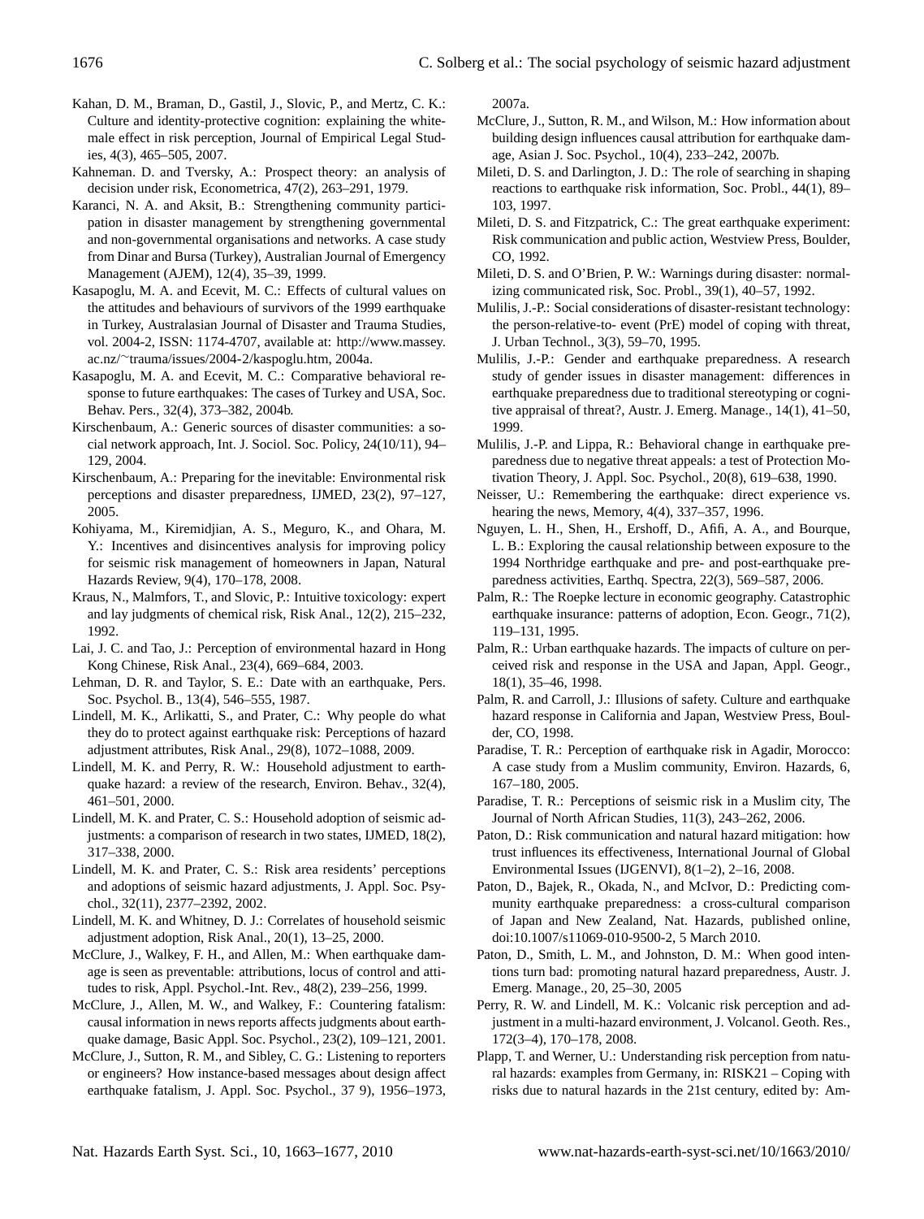Kahan, D. M., Braman, D., Gastil, J., Slovic, P., and Mertz, C. K.: Culture and identity-protective cognition: explaining the white-male effect in risk perception, Journal of Empirical Legal Studies, 4(3), 465–505, 2007.

Kahneman. D. and Tversky, A.: Prospect theory: an analysis of decision under risk, Econometrica, 47(2), 263–291, 1979.

Karanci, N. A. and Aksit, B.: Strengthening community participation in disaster management by strengthening governmental and non-governmental organisations and networks. A case study from Dinar and Bursa (Turkey), Australian Journal of Emergency Management (AJEM), 12(4), 35–39, 1999.

Kasapoglu, M. A. and Ecevit, M. C.: Effects of cultural values on the attitudes and behaviours of survivors of the 1999 earthquake in Turkey, Australasian Journal of Disaster and Trauma Studies, vol. 2004-2, ISSN: 1174-4707, available at: http://www.massey.ac.nz/~trauma/issues/2004-2/kaspoglu.htm, 2004a.

Kasapoglu, M. A. and Ecevit, M. C.: Comparative behavioral response to future earthquakes: The cases of Turkey and USA, Soc. Behav. Pers., 32(4), 373–382, 2004b.

Kirschenbaum, A.: Generic sources of disaster communities: a social network approach, Int. J. Sociol. Soc. Policy, 24(10/11), 94–129, 2004.

Kirschenbaum, A.: Preparing for the inevitable: Environmental risk perceptions and disaster preparedness, IJMED, 23(2), 97–127, 2005.

Kohiyama, M., Kiremidjian, A. S., Meguro, K., and Ohara, M. Y.: Incentives and disincentives analysis for improving policy for seismic risk management of homeowners in Japan, Natural Hazards Review, 9(4), 170–178, 2008.

Kraus, N., Malmfors, T., and Slovic, P.: Intuitive toxicology: expert and lay judgments of chemical risk, Risk Anal., 12(2), 215–232, 1992.

Lai, J. C. and Tao, J.: Perception of environmental hazard in Hong Kong Chinese, Risk Anal., 23(4), 669–684, 2003.

Lehman, D. R. and Taylor, S. E.: Date with an earthquake, Pers. Soc. Psychol. B., 13(4), 546–555, 1987.

Lindell, M. K., Arlikatti, S., and Prater, C.: Why people do what they do to protect against earthquake risk: Perceptions of hazard adjustment attributes, Risk Anal., 29(8), 1072–1088, 2009.

Lindell, M. K. and Perry, R. W.: Household adjustment to earthquake hazard: a review of the research, Environ. Behav., 32(4), 461–501, 2000.

Lindell, M. K. and Prater, C. S.: Household adoption of seismic adjustments: a comparison of research in two states, IJMED, 18(2), 317–338, 2000.

Lindell, M. K. and Prater, C. S.: Risk area residents' perceptions and adoptions of seismic hazard adjustments, J. Appl. Soc. Psychol., 32(11), 2377–2392, 2002.

Lindell, M. K. and Whitney, D. J.: Correlates of household seismic adjustment adoption, Risk Anal., 20(1), 13–25, 2000.

McClure, J., Walkey, F. H., and Allen, M.: When earthquake damage is seen as preventable: attributions, locus of control and attitudes to risk, Appl. Psychol.-Int. Rev., 48(2), 239–256, 1999.

McClure, J., Allen, M. W., and Walkey, F.: Countering fatalism: causal information in news reports affects judgments about earthquake damage, Basic Appl. Soc. Psychol., 23(2), 109–121, 2001.

McClure, J., Sutton, R. M., and Sibley, C. G.: Listening to reporters or engineers? How instance-based messages about design affect earthquake fatalism, J. Appl. Soc. Psychol., 37 9), 1956–1973, 2007a.

McClure, J., Sutton, R. M., and Wilson, M.: How information about building design influences causal attribution for earthquake damage, Asian J. Soc. Psychol., 10(4), 233–242, 2007b.

Mileti, D. S. and Darlington, J. D.: The role of searching in shaping reactions to earthquake risk information, Soc. Probl., 44(1), 89–103, 1997.

Mileti, D. S. and Fitzpatrick, C.: The great earthquake experiment: Risk communication and public action, Westview Press, Boulder, CO, 1992.

Mileti, D. S. and O'Brien, P. W.: Warnings during disaster: normalizing communicated risk, Soc. Probl., 39(1), 40–57, 1992.

Mulilis, J.-P.: Social considerations of disaster-resistant technology: the person-relative-to- event (PrE) model of coping with threat, J. Urban Technol., 3(3), 59–70, 1995.

Mulilis, J.-P.: Gender and earthquake preparedness. A research study of gender issues in disaster management: differences in earthquake preparedness due to traditional stereotyping or cognitive appraisal of threat?, Austr. J. Emerg. Manage., 14(1), 41–50, 1999.

Mulilis, J.-P. and Lippa, R.: Behavioral change in earthquake preparedness due to negative threat appeals: a test of Protection Motivation Theory, J. Appl. Soc. Psychol., 20(8), 619–638, 1990.

Neisser, U.: Remembering the earthquake: direct experience vs. hearing the news, Memory, 4(4), 337–357, 1996.

Nguyen, L. H., Shen, H., Ershoff, D., Afifi, A. A., and Bourque, L. B.: Exploring the causal relationship between exposure to the 1994 Northridge earthquake and pre- and post-earthquake preparedness activities, Earthq. Spectra, 22(3), 569–587, 2006.

Palm, R.: The Roepke lecture in economic geography. Catastrophic earthquake insurance: patterns of adoption, Econ. Geogr., 71(2), 119–131, 1995.

Palm, R.: Urban earthquake hazards. The impacts of culture on perceived risk and response in the USA and Japan, Appl. Geogr., 18(1), 35–46, 1998.

Palm, R. and Carroll, J.: Illusions of safety. Culture and earthquake hazard response in California and Japan, Westview Press, Boulder, CO, 1998.

Paradise, T. R.: Perception of earthquake risk in Agadir, Morocco: A case study from a Muslim community, Environ. Hazards, 6, 167–180, 2005.

Paradise, T. R.: Perceptions of seismic risk in a Muslim city, The Journal of North African Studies, 11(3), 243–262, 2006.

Paton, D.: Risk communication and natural hazard mitigation: how trust influences its effectiveness, International Journal of Global Environmental Issues (IJGENVI), 8(1–2), 2–16, 2008.

Paton, D., Bajek, R., Okada, N., and McIvor, D.: Predicting community earthquake preparedness: a cross-cultural comparison of Japan and New Zealand, Nat. Hazards, published online, doi:10.1007/s11069-010-9500-2, 5 March 2010.

Paton, D., Smith, L. M., and Johnston, D. M.: When good intentions turn bad: promoting natural hazard preparedness, Austr. J. Emerg. Manage., 20, 25–30, 2005

Perry, R. W. and Lindell, M. K.: Volcanic risk perception and adjustment in a multi-hazard environment, J. Volcanol. Geoth. Res., 172(3–4), 170–178, 2008.

Plapp, T. and Werner, U.: Understanding risk perception from natural hazards: examples from Germany, in: RISK21 – Coping with risks due to natural hazards in the 21st century, edited by: Am-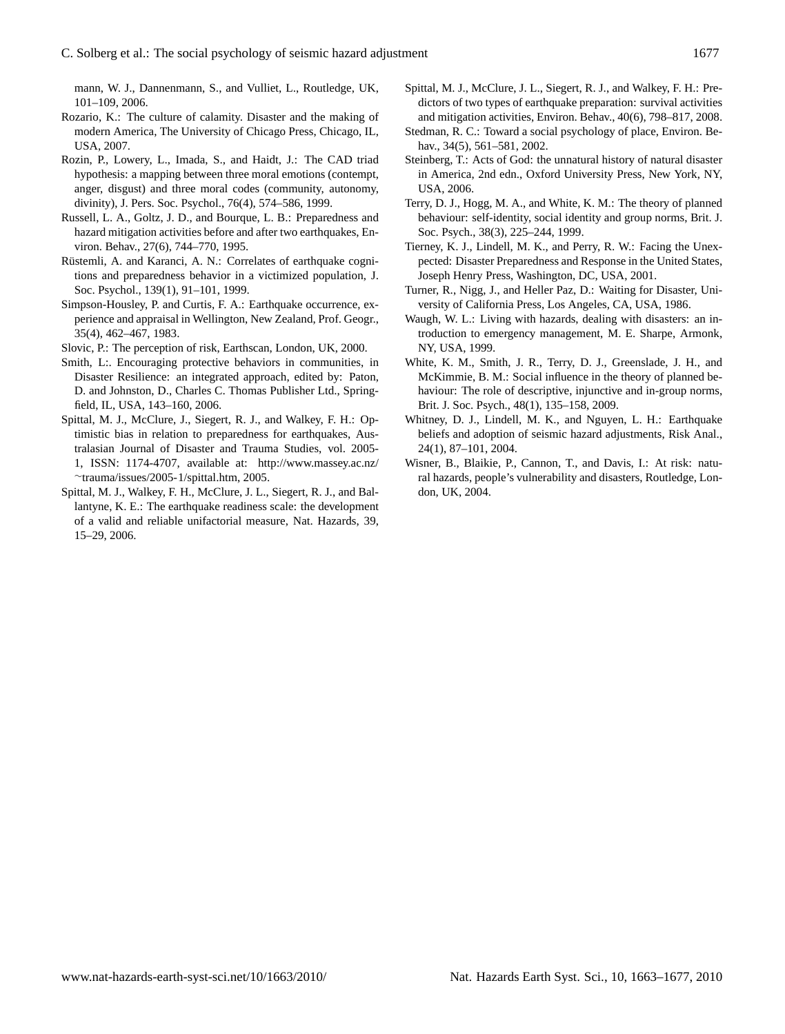mann, W. J., Dannenmann, S., and Vulliet, L., Routledge, UK, 101–109, 2006.

Rozario, K.: The culture of calamity. Disaster and the making of modern America, The University of Chicago Press, Chicago, IL, USA, 2007.

Rozin, P., Lowery, L., Imada, S., and Haidt, J.: The CAD triad hypothesis: a mapping between three moral emotions (contempt, anger, disgust) and three moral codes (community, autonomy, divinity), J. Pers. Soc. Psychol., 76(4), 574–586, 1999.

Russell, L. A., Goltz, J. D., and Bourque, L. B.: Preparedness and hazard mitigation activities before and after two earthquakes, Environ. Behav., 27(6), 744–770, 1995.

Rüstemli, A. and Karanci, A. N.: Correlates of earthquake cognitions and preparedness behavior in a victimized population, J. Soc. Psychol., 139(1), 91–101, 1999.

Simpson-Housley, P. and Curtis, F. A.: Earthquake occurrence, experience and appraisal in Wellington, New Zealand, Prof. Geogr., 35(4), 462–467, 1983.

Slovic, P.: The perception of risk, Earthscan, London, UK, 2000.

Smith, L:. Encouraging protective behaviors in communities, in Disaster Resilience: an integrated approach, edited by: Paton, D. and Johnston, D., Charles C. Thomas Publisher Ltd., Springfield, IL, USA, 143–160, 2006.

Spittal, M. J., McClure, J., Siegert, R. J., and Walkey, F. H.: Optimistic bias in relation to preparedness for earthquakes, Australasian Journal of Disaster and Trauma Studies, vol. 2005-1, ISSN: 1174-4707, available at: http://www.massey.ac.nz/~trauma/issues/2005-1/spittal.htm, 2005.

Spittal, M. J., Walkey, F. H., McClure, J. L., Siegert, R. J., and Ballantyne, K. E.: The earthquake readiness scale: the development of a valid and reliable unifactorial measure, Nat. Hazards, 39, 15–29, 2006.

Spittal, M. J., McClure, J. L., Siegert, R. J., and Walkey, F. H.: Predictors of two types of earthquake preparation: survival activities and mitigation activities, Environ. Behav., 40(6), 798–817, 2008.

Stedman, R. C.: Toward a social psychology of place, Environ. Behav., 34(5), 561–581, 2002.

Steinberg, T.: Acts of God: the unnatural history of natural disaster in America, 2nd edn., Oxford University Press, New York, NY, USA, 2006.

Terry, D. J., Hogg, M. A., and White, K. M.: The theory of planned behaviour: self-identity, social identity and group norms, Brit. J. Soc. Psych., 38(3), 225–244, 1999.

Tierney, K. J., Lindell, M. K., and Perry, R. W.: Facing the Unexpected: Disaster Preparedness and Response in the United States, Joseph Henry Press, Washington, DC, USA, 2001.

Turner, R., Nigg, J., and Heller Paz, D.: Waiting for Disaster, University of California Press, Los Angeles, CA, USA, 1986.

Waugh, W. L.: Living with hazards, dealing with disasters: an introduction to emergency management, M. E. Sharpe, Armonk, NY, USA, 1999.

White, K. M., Smith, J. R., Terry, D. J., Greenslade, J. H., and McKimmie, B. M.: Social influence in the theory of planned behaviour: The role of descriptive, injunctive and in-group norms, Brit. J. Soc. Psych., 48(1), 135–158, 2009.

Whitney, D. J., Lindell, M. K., and Nguyen, L. H.: Earthquake beliefs and adoption of seismic hazard adjustments, Risk Anal., 24(1), 87–101, 2004.

Wisner, B., Blaikie, P., Cannon, T., and Davis, I.: At risk: natural hazards, people's vulnerability and disasters, Routledge, London, UK, 2004.